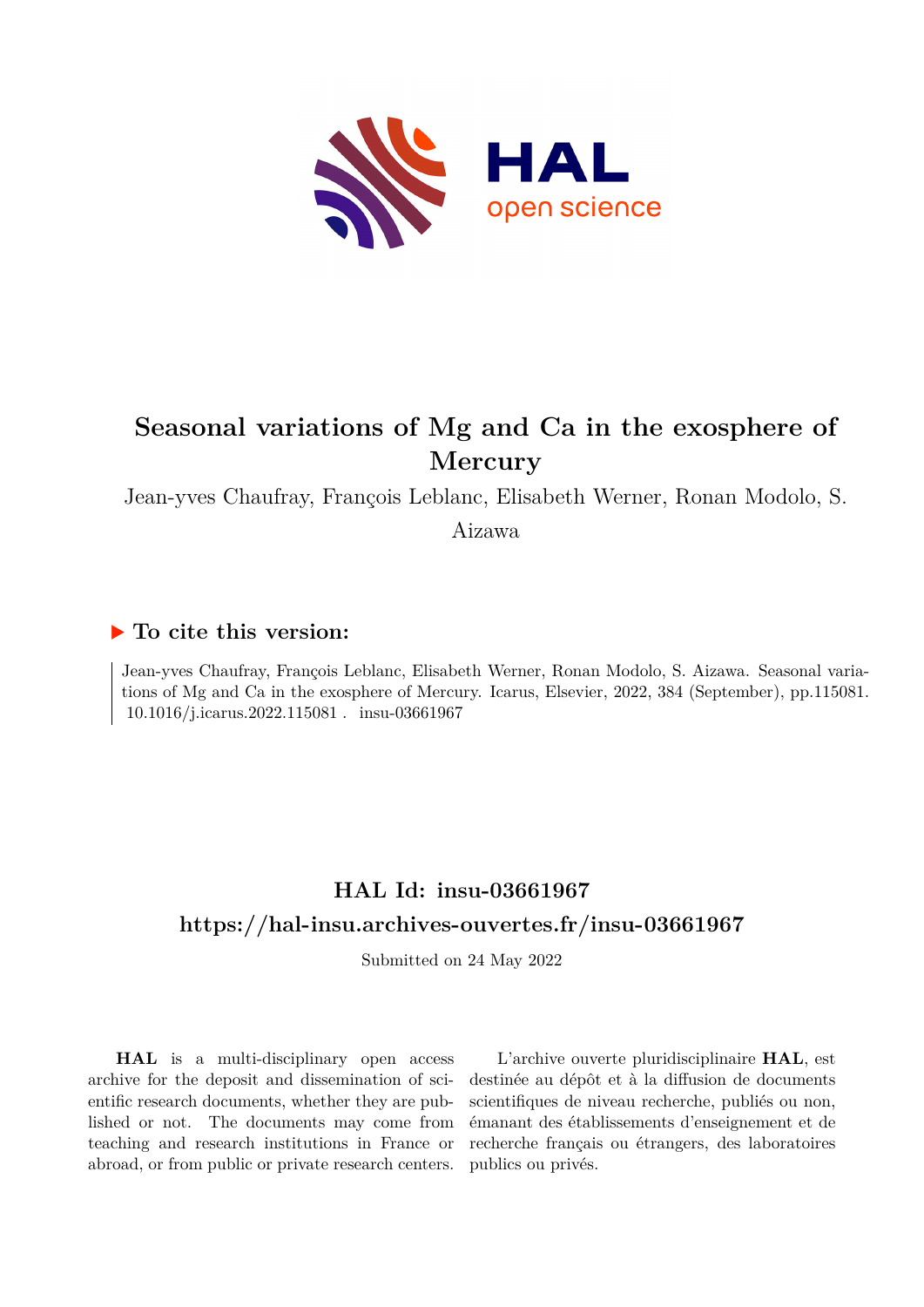# Seasonal variations of Mg and Ca in the exosphere of Mercury

Jean-yves Chaufray, François Leblanc, Elisabeth Werner, Ronan Modolo, S. Aizawa

## ▶ To cite this version:

Jean-yves Chaufray, François Leblanc, Elisabeth Werner, Ronan Modolo, S. Aizawa. Seasonal variations of Mg and Ca in the exosphere of Mercury. Icarus, Elsevier, 2022, 384 (September), pp.115081. 10.1016/j.icarus.2022.115081 . insu-03661967

## HAL Id: insu-03661967

## https://hal-insu.archives-ouvertes.fr/insu-03661967

Submitted on 24 May 2022

**HAL** is a multi-disciplinary open access archive for the deposit and dissemination of scientific research documents, whether they are published or not. The documents may come from teaching and research institutions in France or abroad, or from public or private research centers.

L'archive ouverte pluridisciplinaire **HAL**, est destinée au dépôt et à la diffusion de documents scientifiques de niveau recherche, publiés ou non, émanant des établissements d'enseignement et de recherche français ou étrangers, des laboratoires publics ou privés.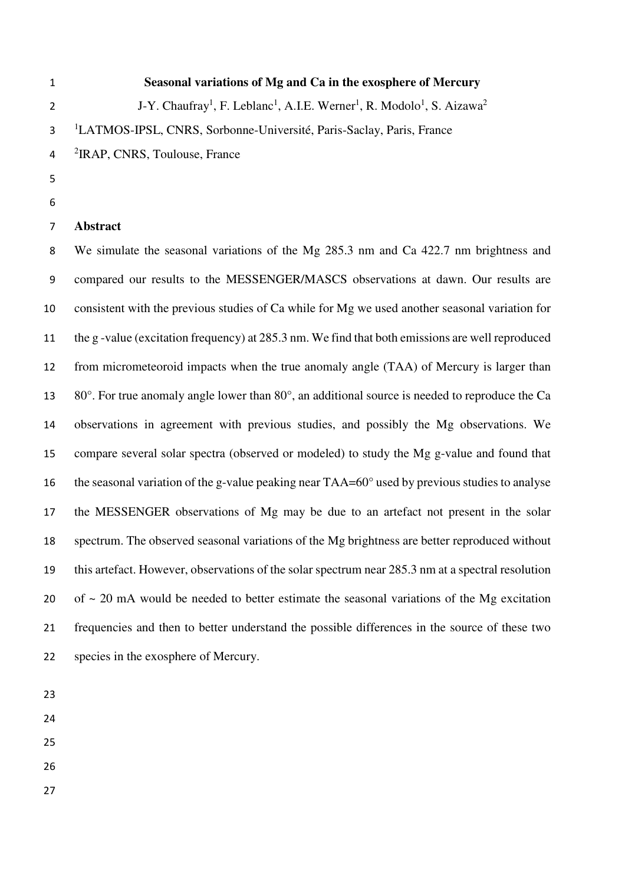# Seasonal variations of Mg and Ca in the exosphere of Mercury

J-Y. Chaufray[1], F. Leblanc[1], A.I.E. Werner[1], R. Modolo[1], S. Aizawa[2]

[1]LATMOS-IPSL, CNRS, Sorbonne-Université, Paris-Saclay, Paris, France

[2]IRAP, CNRS, Toulouse, France

## Abstract

We simulate the seasonal variations of the Mg 285.3 nm and Ca 422.7 nm brightness and compared our results to the MESSENGER/MASCS observations at dawn. Our results are consistent with the previous studies of Ca while for Mg we used another seasonal variation for the g -value (excitation frequency) at 285.3 nm. We find that both emissions are well reproduced from micrometeoroid impacts when the true anomaly angle (TAA) of Mercury is larger than 80°. For true anomaly angle lower than 80°, an additional source is needed to reproduce the Ca observations in agreement with previous studies, and possibly the Mg observations. We compare several solar spectra (observed or modeled) to study the Mg g-value and found that the seasonal variation of the g-value peaking near TAA=60° used by previous studies to analyse the MESSENGER observations of Mg may be due to an artefact not present in the solar spectrum. The observed seasonal variations of the Mg brightness are better reproduced without this artefact. However, observations of the solar spectrum near 285.3 nm at a spectral resolution of ~ 20 mA would be needed to better estimate the seasonal variations of the Mg excitation frequencies and then to better understand the possible differences in the source of these two species in the exosphere of Mercury.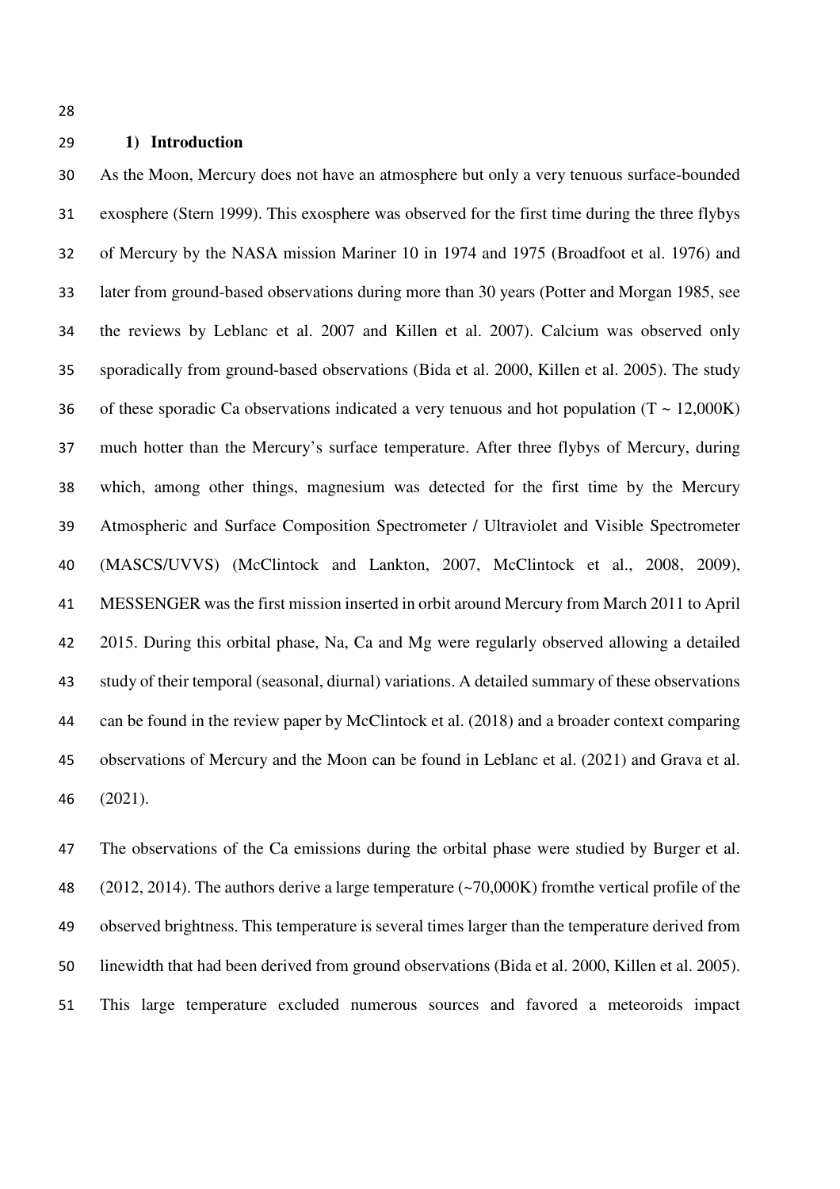## 1) Introduction

As the Moon, Mercury does not have an atmosphere but only a very tenuous surface-bounded exosphere (Stern 1999). This exosphere was observed for the first time during the three flybys of Mercury by the NASA mission Mariner 10 in 1974 and 1975 (Broadfoot et al. 1976) and later from ground-based observations during more than 30 years (Potter and Morgan 1985, see the reviews by Leblanc et al. 2007 and Killen et al. 2007). Calcium was observed only sporadically from ground-based observations (Bida et al. 2000, Killen et al. 2005). The study of these sporadic Ca observations indicated a very tenuous and hot population (T ~ 12,000K) much hotter than the Mercury's surface temperature. After three flybys of Mercury, during which, among other things, magnesium was detected for the first time by the Mercury Atmospheric and Surface Composition Spectrometer / Ultraviolet and Visible Spectrometer (MASCS/UVVS) (McClintock and Lankton, 2007, McClintock et al., 2008, 2009), MESSENGER was the first mission inserted in orbit around Mercury from March 2011 to April 2015. During this orbital phase, Na, Ca and Mg were regularly observed allowing a detailed study of their temporal (seasonal, diurnal) variations. A detailed summary of these observations can be found in the review paper by McClintock et al. (2018) and a broader context comparing observations of Mercury and the Moon can be found in Leblanc et al. (2021) and Grava et al. (2021).

The observations of the Ca emissions during the orbital phase were studied by Burger et al. (2012, 2014). The authors derive a large temperature (~70,000K) fromthe vertical profile of the observed brightness. This temperature is several times larger than the temperature derived from linewidth that had been derived from ground observations (Bida et al. 2000, Killen et al. 2005). This large temperature excluded numerous sources and favored a meteoroids impact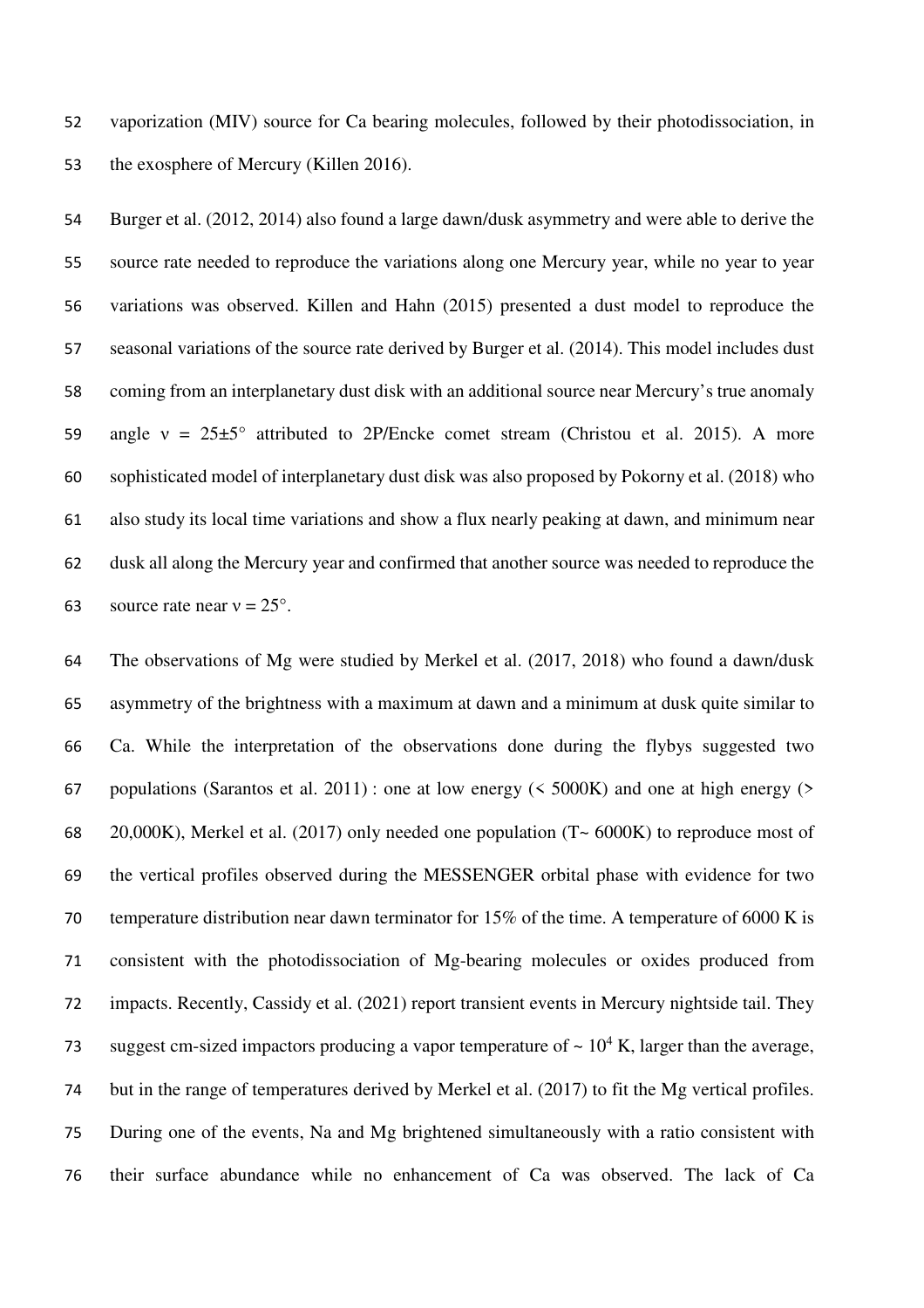vaporization (MIV) source for Ca bearing molecules, followed by their photodissociation, in the exosphere of Mercury (Killen 2016).

Burger et al. (2012, 2014) also found a large dawn/dusk asymmetry and were able to derive the source rate needed to reproduce the variations along one Mercury year, while no year to year variations was observed. Killen and Hahn (2015) presented a dust model to reproduce the seasonal variations of the source rate derived by Burger et al. (2014). This model includes dust coming from an interplanetary dust disk with an additional source near Mercury's true anomaly angle $\nu = 25 \pm 5°$ attributed to 2P/Encke comet stream (Christou et al. 2015). A more sophisticated model of interplanetary dust disk was also proposed by Pokorny et al. (2018) who also study its local time variations and show a flux nearly peaking at dawn, and minimum near dusk all along the Mercury year and confirmed that another source was needed to reproduce the source rate near $\nu = 25°$.

The observations of Mg were studied by Merkel et al. (2017, 2018) who found a dawn/dusk asymmetry of the brightness with a maximum at dawn and a minimum at dusk quite similar to Ca. While the interpretation of the observations done during the flybys suggested two populations (Sarantos et al. 2011) : one at low energy (< 5000K) and one at high energy (> 20,000K), Merkel et al. (2017) only needed one population (T~ 6000K) to reproduce most of the vertical profiles observed during the MESSENGER orbital phase with evidence for two temperature distribution near dawn terminator for 15% of the time. A temperature of 6000 K is consistent with the photodissociation of Mg-bearing molecules or oxides produced from impacts. Recently, Cassidy et al. (2021) report transient events in Mercury nightside tail. They suggest cm-sized impactors producing a vapor temperature of ~ $10^4$ K, larger than the average, but in the range of temperatures derived by Merkel et al. (2017) to fit the Mg vertical profiles. During one of the events, Na and Mg brightened simultaneously with a ratio consistent with their surface abundance while no enhancement of Ca was observed. The lack of Ca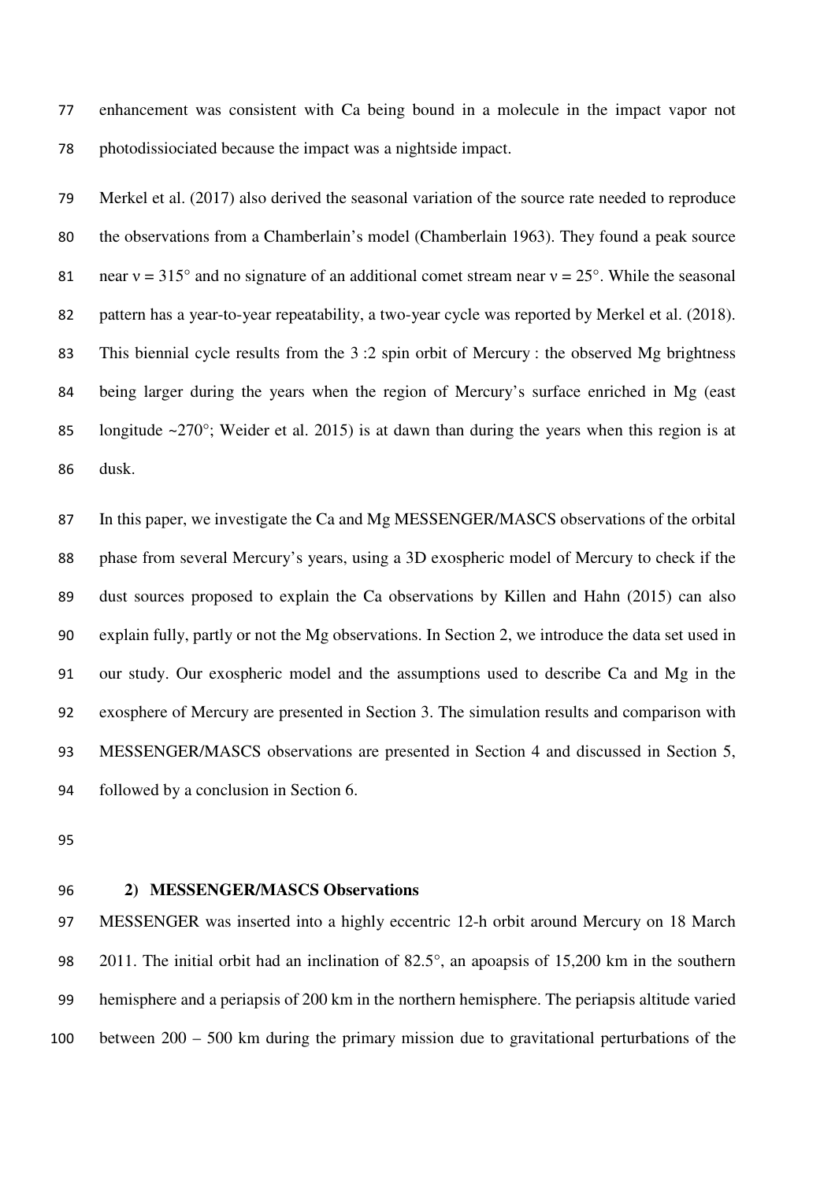enhancement was consistent with Ca being bound in a molecule in the impact vapor not photodissiociated because the impact was a nightside impact.

Merkel et al. (2017) also derived the seasonal variation of the source rate needed to reproduce the observations from a Chamberlain's model (Chamberlain 1963). They found a peak source near $\nu = 315°$ and no signature of an additional comet stream near $\nu = 25°$. While the seasonal pattern has a year-to-year repeatability, a two-year cycle was reported by Merkel et al. (2018). This biennial cycle results from the 3 :2 spin orbit of Mercury : the observed Mg brightness being larger during the years when the region of Mercury's surface enriched in Mg (east longitude ~270°; Weider et al. 2015) is at dawn than during the years when this region is at dusk.

In this paper, we investigate the Ca and Mg MESSENGER/MASCS observations of the orbital phase from several Mercury's years, using a 3D exospheric model of Mercury to check if the dust sources proposed to explain the Ca observations by Killen and Hahn (2015) can also explain fully, partly or not the Mg observations. In Section 2, we introduce the data set used in our study. Our exospheric model and the assumptions used to describe Ca and Mg in the exosphere of Mercury are presented in Section 3. The simulation results and comparison with MESSENGER/MASCS observations are presented in Section 4 and discussed in Section 5, followed by a conclusion in Section 6.

## 2) MESSENGER/MASCS Observations

MESSENGER was inserted into a highly eccentric 12-h orbit around Mercury on 18 March 2011. The initial orbit had an inclination of 82.5°, an apoapsis of 15,200 km in the southern hemisphere and a periapsis of 200 km in the northern hemisphere. The periapsis altitude varied between 200 – 500 km during the primary mission due to gravitational perturbations of the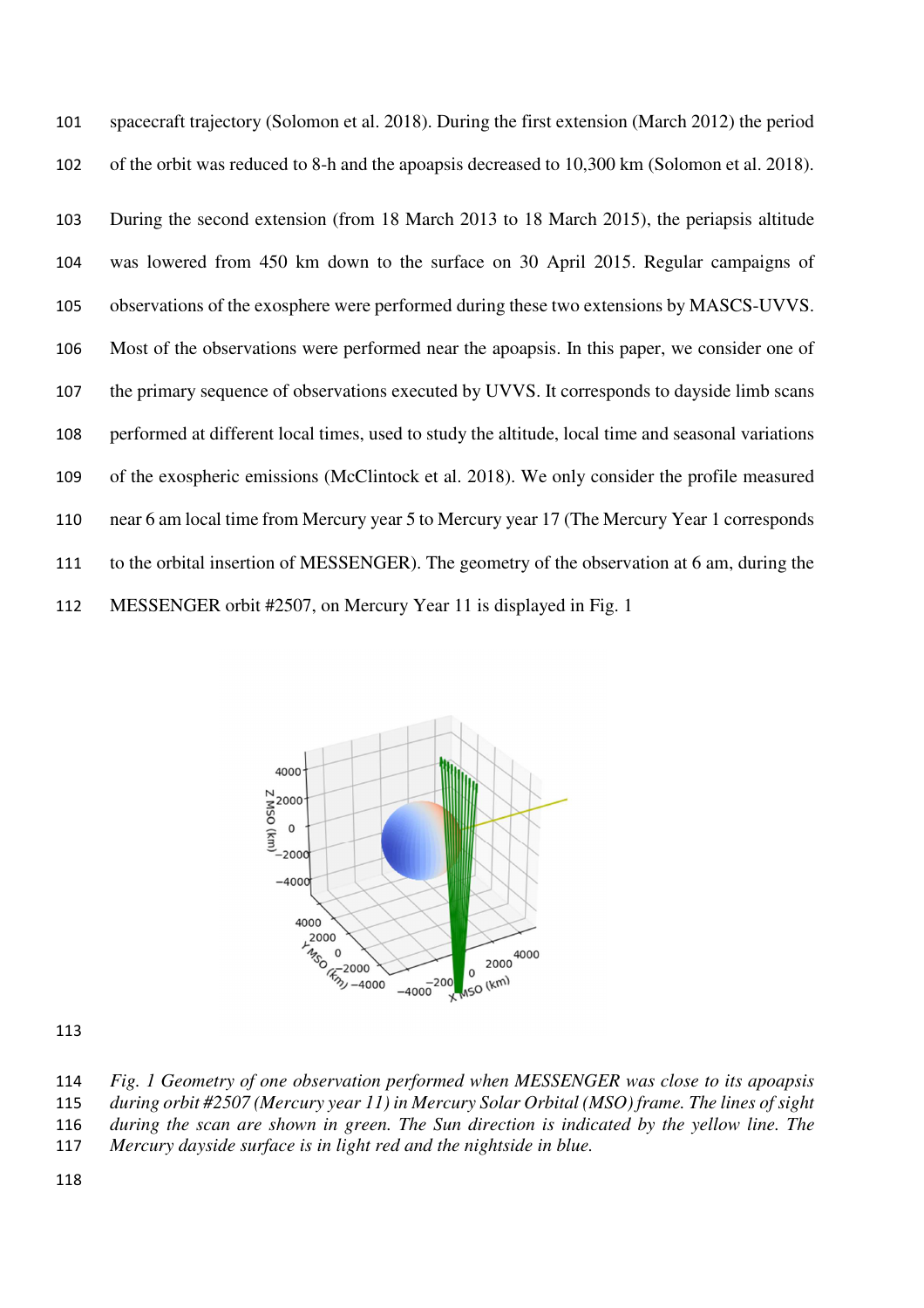spacecraft trajectory (Solomon et al. 2018). During the first extension (March 2012) the period of the orbit was reduced to 8-h and the apoapsis decreased to 10,300 km (Solomon et al. 2018). During the second extension (from 18 March 2013 to 18 March 2015), the periapsis altitude was lowered from 450 km down to the surface on 30 April 2015. Regular campaigns of observations of the exosphere were performed during these two extensions by MASCS-UVVS. Most of the observations were performed near the apoapsis. In this paper, we consider one of the primary sequence of observations executed by UVVS. It corresponds to dayside limb scans performed at different local times, used to study the altitude, local time and seasonal variations of the exospheric emissions (McClintock et al. 2018). We only consider the profile measured near 6 am local time from Mercury year 5 to Mercury year 17 (The Mercury Year 1 corresponds to the orbital insertion of MESSENGER). The geometry of the observation at 6 am, during the MESSENGER orbit #2507, on Mercury Year 11 is displayed in Fig. 1

*Fig. 1 Geometry of one observation performed when MESSENGER was close to its apoapsis during orbit #2507 (Mercury year 11) in Mercury Solar Orbital (MSO) frame. The lines of sight during the scan are shown in green. The Sun direction is indicated by the yellow line. The Mercury dayside surface is in light red and the nightside in blue.*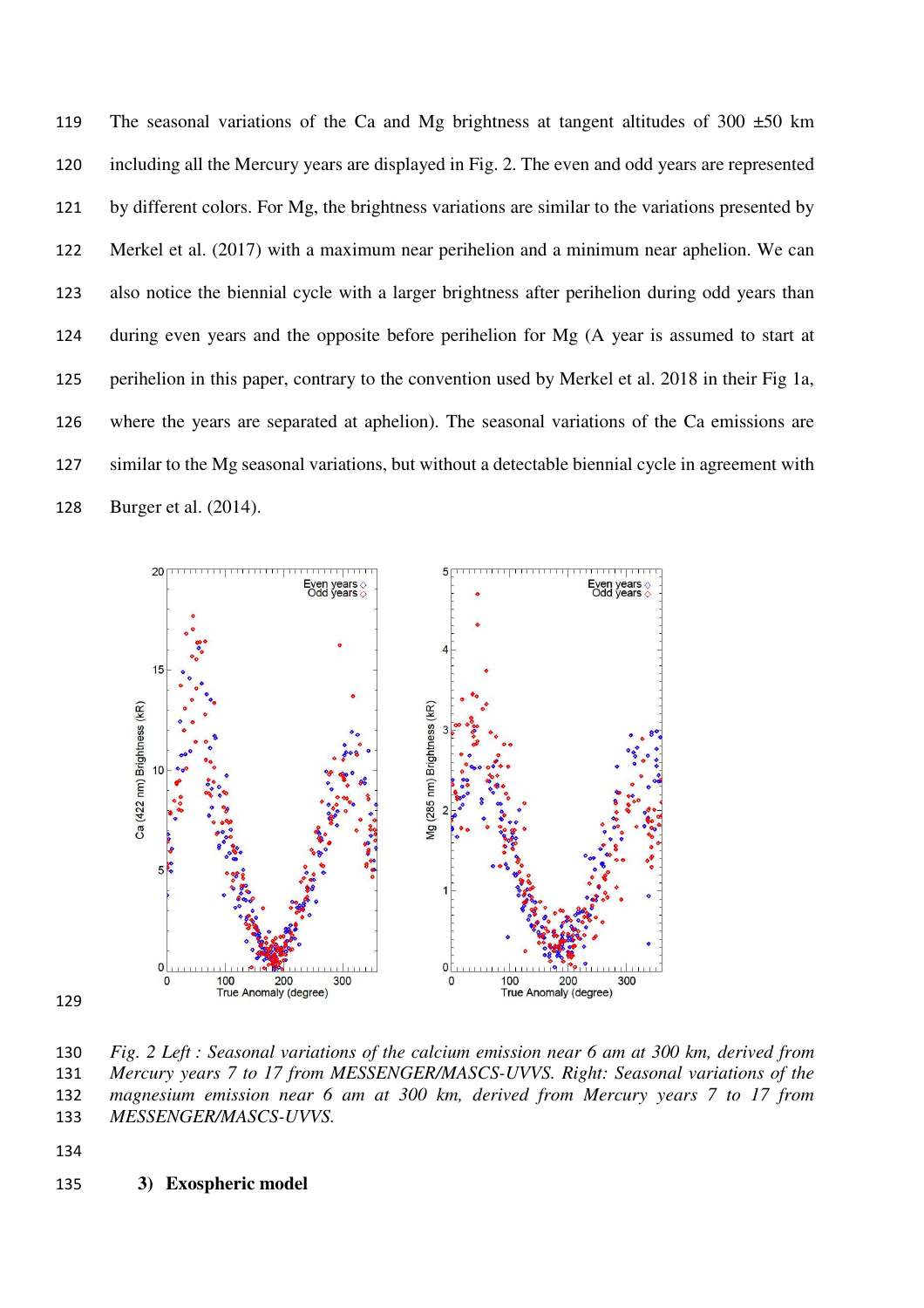The seasonal variations of the Ca and Mg brightness at tangent altitudes of 300 ±50 km including all the Mercury years are displayed in Fig. 2. The even and odd years are represented by different colors. For Mg, the brightness variations are similar to the variations presented by Merkel et al. (2017) with a maximum near perihelion and a minimum near aphelion. We can also notice the biennial cycle with a larger brightness after perihelion during odd years than during even years and the opposite before perihelion for Mg (A year is assumed to start at perihelion in this paper, contrary to the convention used by Merkel et al. 2018 in their Fig 1a, where the years are separated at aphelion). The seasonal variations of the Ca emissions are similar to the Mg seasonal variations, but without a detectable biennial cycle in agreement with Burger et al. (2014).

*Fig. 2 Left : Seasonal variations of the calcium emission near 6 am at 300 km, derived from Mercury years 7 to 17 from MESSENGER/MASCS-UVVS. Right: Seasonal variations of the magnesium emission near 6 am at 300 km, derived from Mercury years 7 to 17 from MESSENGER/MASCS-UVVS.*

## 3) Exospheric model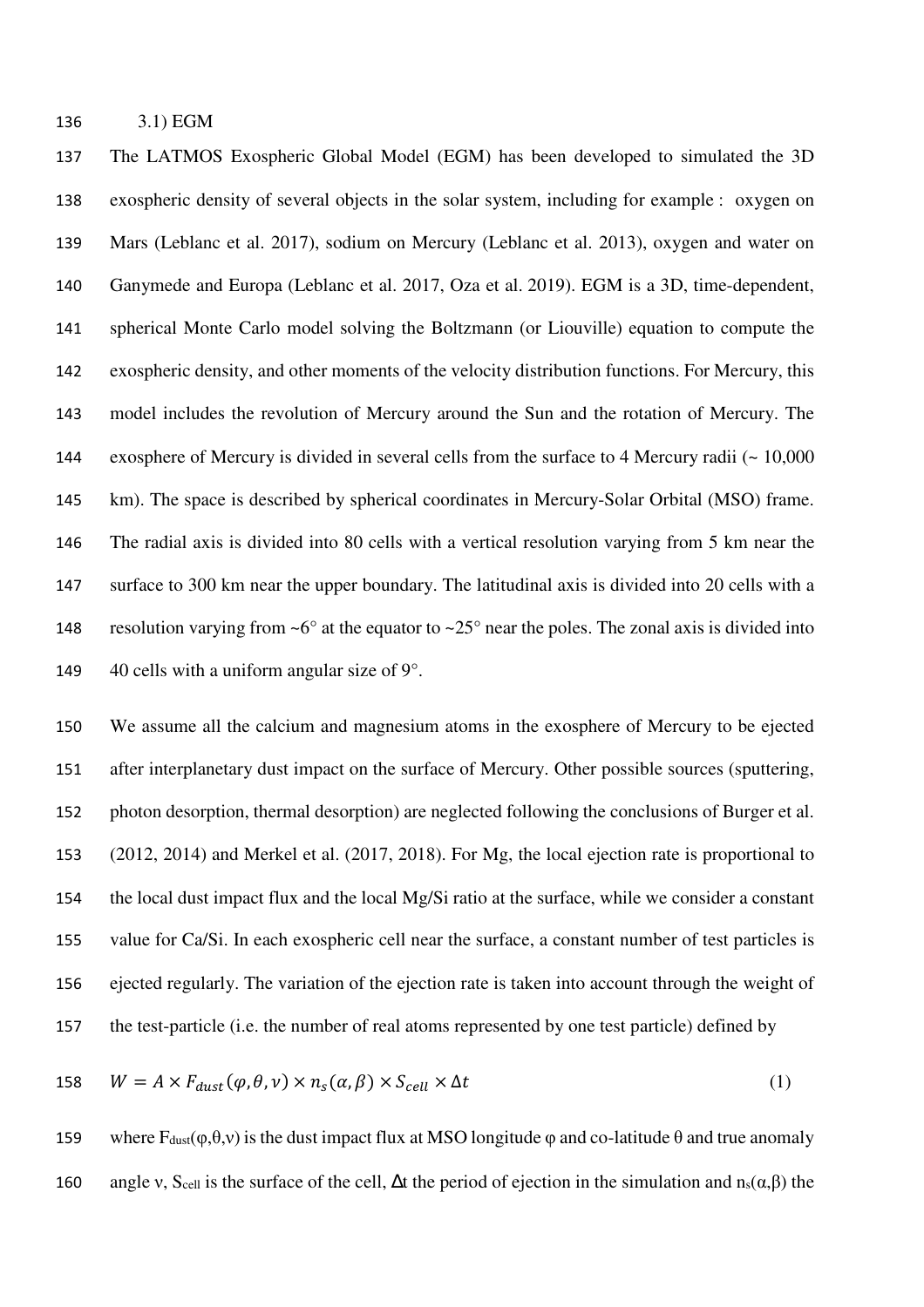### 3.1) EGM

The LATMOS Exospheric Global Model (EGM) has been developed to simulated the 3D exospheric density of several objects in the solar system, including for example : oxygen on Mars (Leblanc et al. 2017), sodium on Mercury (Leblanc et al. 2013), oxygen and water on Ganymede and Europa (Leblanc et al. 2017, Oza et al. 2019). EGM is a 3D, time-dependent, spherical Monte Carlo model solving the Boltzmann (or Liouville) equation to compute the exospheric density, and other moments of the velocity distribution functions. For Mercury, this model includes the revolution of Mercury around the Sun and the rotation of Mercury. The exosphere of Mercury is divided in several cells from the surface to 4 Mercury radii (~ 10,000 km). The space is described by spherical coordinates in Mercury-Solar Orbital (MSO) frame. The radial axis is divided into 80 cells with a vertical resolution varying from 5 km near the surface to 300 km near the upper boundary. The latitudinal axis is divided into 20 cells with a resolution varying from ~6° at the equator to ~25° near the poles. The zonal axis is divided into 40 cells with a uniform angular size of 9°.

We assume all the calcium and magnesium atoms in the exosphere of Mercury to be ejected after interplanetary dust impact on the surface of Mercury. Other possible sources (sputtering, photon desorption, thermal desorption) are neglected following the conclusions of Burger et al. (2012, 2014) and Merkel et al. (2017, 2018). For Mg, the local ejection rate is proportional to the local dust impact flux and the local Mg/Si ratio at the surface, while we consider a constant value for Ca/Si. In each exospheric cell near the surface, a constant number of test particles is ejected regularly. The variation of the ejection rate is taken into account through the weight of the test-particle (i.e. the number of real atoms represented by one test particle) defined by

$$W = A \times F_{dust}(\varphi, \theta, \nu) \times n_s(\alpha, \beta) \times S_{cell} \times \Delta t \tag{1}$$

where $F_{dust}(\varphi,\theta,\nu)$ is the dust impact flux at MSO longitude $\varphi$ and co-latitude $\theta$ and true anomaly angle $\nu$, $S_{cell}$ is the surface of the cell, $\Delta t$ the period of ejection in the simulation and $n_s(\alpha,\beta)$ the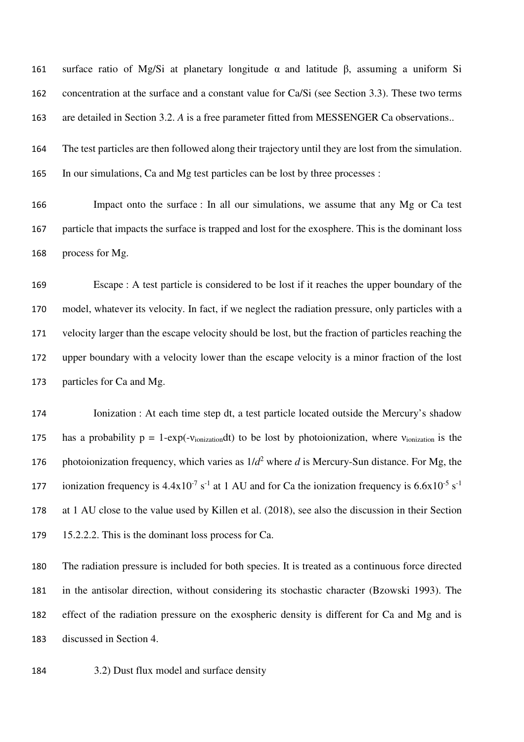surface ratio of Mg/Si at planetary longitude α and latitude β, assuming a uniform Si concentration at the surface and a constant value for Ca/Si (see Section 3.3). These two terms are detailed in Section 3.2. *A* is a free parameter fitted from MESSENGER Ca observations..

The test particles are then followed along their trajectory until they are lost from the simulation. In our simulations, Ca and Mg test particles can be lost by three processes :

Impact onto the surface : In all our simulations, we assume that any Mg or Ca test particle that impacts the surface is trapped and lost for the exosphere. This is the dominant loss process for Mg.

Escape : A test particle is considered to be lost if it reaches the upper boundary of the model, whatever its velocity. In fact, if we neglect the radiation pressure, only particles with a velocity larger than the escape velocity should be lost, but the fraction of particles reaching the upper boundary with a velocity lower than the escape velocity is a minor fraction of the lost particles for Ca and Mg.

Ionization : At each time step dt, a test particle located outside the Mercury's shadow has a probability $p = 1\text{-}\exp(-\nu_{ionization}dt)$ to be lost by photoionization, where $\nu_{ionization}$ is the photoionization frequency, which varies as $1/d^2$ where *d* is Mercury-Sun distance. For Mg, the ionization frequency is $4.4 \times 10^{-7}$ $s^{-1}$ at 1 AU and for Ca the ionization frequency is $6.6 \times 10^{-5}$ $s^{-1}$ at 1 AU close to the value used by Killen et al. (2018), see also the discussion in their Section 15.2.2.2. This is the dominant loss process for Ca.

The radiation pressure is included for both species. It is treated as a continuous force directed in the antisolar direction, without considering its stochastic character (Bzowski 1993). The effect of the radiation pressure on the exospheric density is different for Ca and Mg and is discussed in Section 4.

### 3.2) Dust flux model and surface density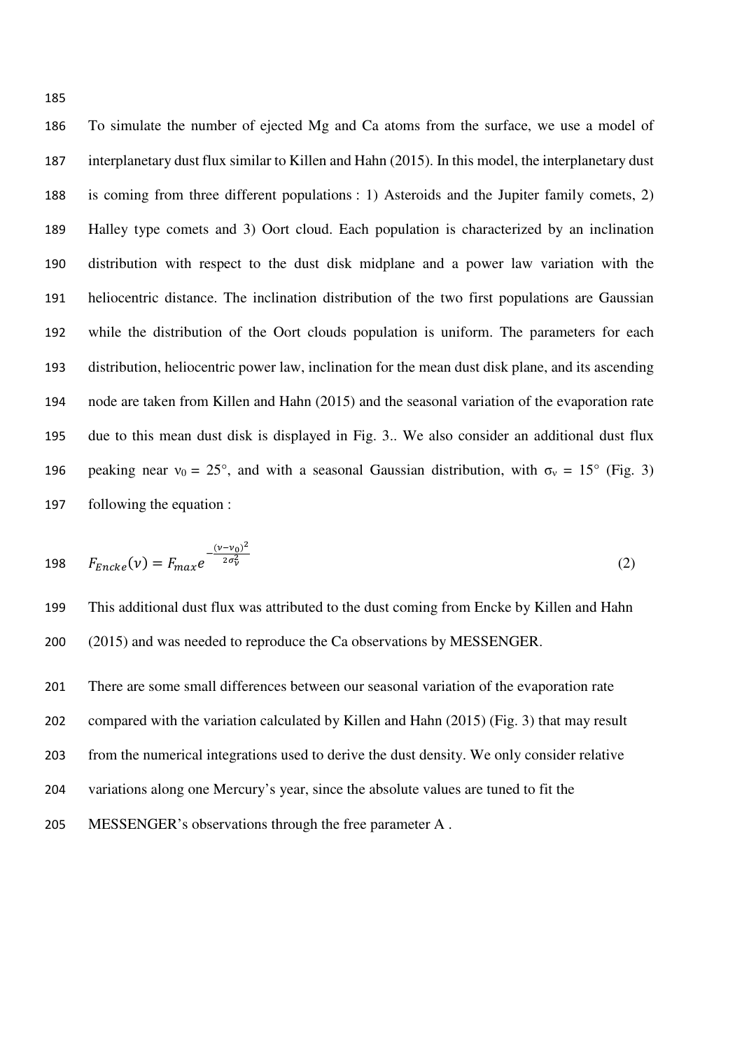To simulate the number of ejected Mg and Ca atoms from the surface, we use a model of interplanetary dust flux similar to Killen and Hahn (2015). In this model, the interplanetary dust is coming from three different populations : 1) Asteroids and the Jupiter family comets, 2) Halley type comets and 3) Oort cloud. Each population is characterized by an inclination distribution with respect to the dust disk midplane and a power law variation with the heliocentric distance. The inclination distribution of the two first populations are Gaussian while the distribution of the Oort clouds population is uniform. The parameters for each distribution, heliocentric power law, inclination for the mean dust disk plane, and its ascending node are taken from Killen and Hahn (2015) and the seasonal variation of the evaporation rate due to this mean dust disk is displayed in Fig. 3.. We also consider an additional dust flux peaking near $\nu_0 = 25°$, and with a seasonal Gaussian distribution, with $\sigma_\nu = 15°$ (Fig. 3) following the equation :

$$F_{Encke}(\nu) = F_{max} e^{-\frac{(\nu-\nu_0)^2}{2\sigma_\nu^2}} \tag{2}$$

This additional dust flux was attributed to the dust coming from Encke by Killen and Hahn (2015) and was needed to reproduce the Ca observations by MESSENGER.

There are some small differences between our seasonal variation of the evaporation rate compared with the variation calculated by Killen and Hahn (2015) (Fig. 3) that may result from the numerical integrations used to derive the dust density. We only consider relative variations along one Mercury's year, since the absolute values are tuned to fit the MESSENGER's observations through the free parameter A .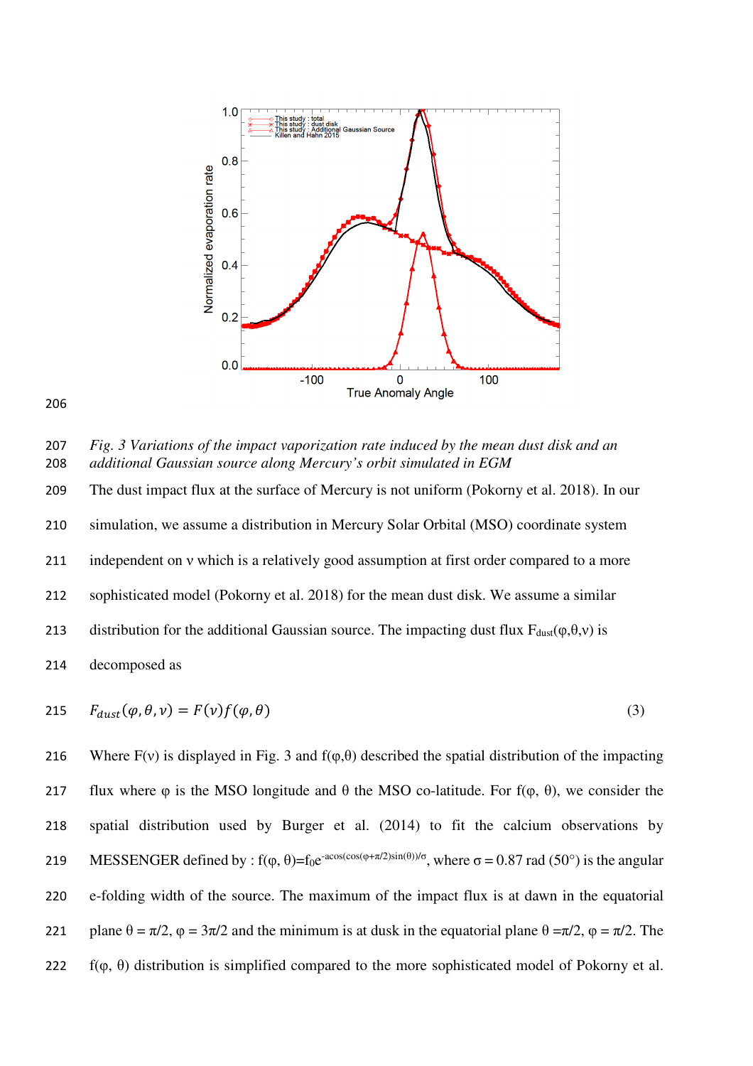Fig. 3 *Variations of the impact vaporization rate induced by the mean dust disk and an additional Gaussian source along Mercury's orbit simulated in EGM*

The dust impact flux at the surface of Mercury is not uniform (Pokorny et al. 2018). In our simulation, we assume a distribution in Mercury Solar Orbital (MSO) coordinate system independent on ν which is a relatively good assumption at first order compared to a more sophisticated model (Pokorny et al. 2018) for the mean dust disk. We assume a similar distribution for the additional Gaussian source. The impacting dust flux $F_{dust}(\varphi,\theta,\nu)$ is decomposed as

$$F_{dust}(\varphi, \theta, \nu) = F(\nu) f(\varphi, \theta) \tag{3}$$

Where $F(\nu)$ is displayed in Fig. 3 and $f(\varphi,\theta)$ described the spatial distribution of the impacting flux where φ is the MSO longitude and θ the MSO co-latitude. For $f(\varphi, \theta)$, we consider the spatial distribution used by Burger et al. (2014) to fit the calcium observations by MESSENGER defined by : $f(\varphi, \theta)=f_0 e^{-\mathrm{acos}(\cos(\varphi+\pi/2)\sin(\theta))/\sigma}$, where σ = 0.87 rad (50°) is the angular e-folding width of the source. The maximum of the impact flux is at dawn in the equatorial plane $\theta = \pi/2$, $\varphi = 3\pi/2$ and the minimum is at dusk in the equatorial plane $\theta = \pi/2$, $\varphi = \pi/2$. The $f(\varphi, \theta)$ distribution is simplified compared to the more sophisticated model of Pokorny et al.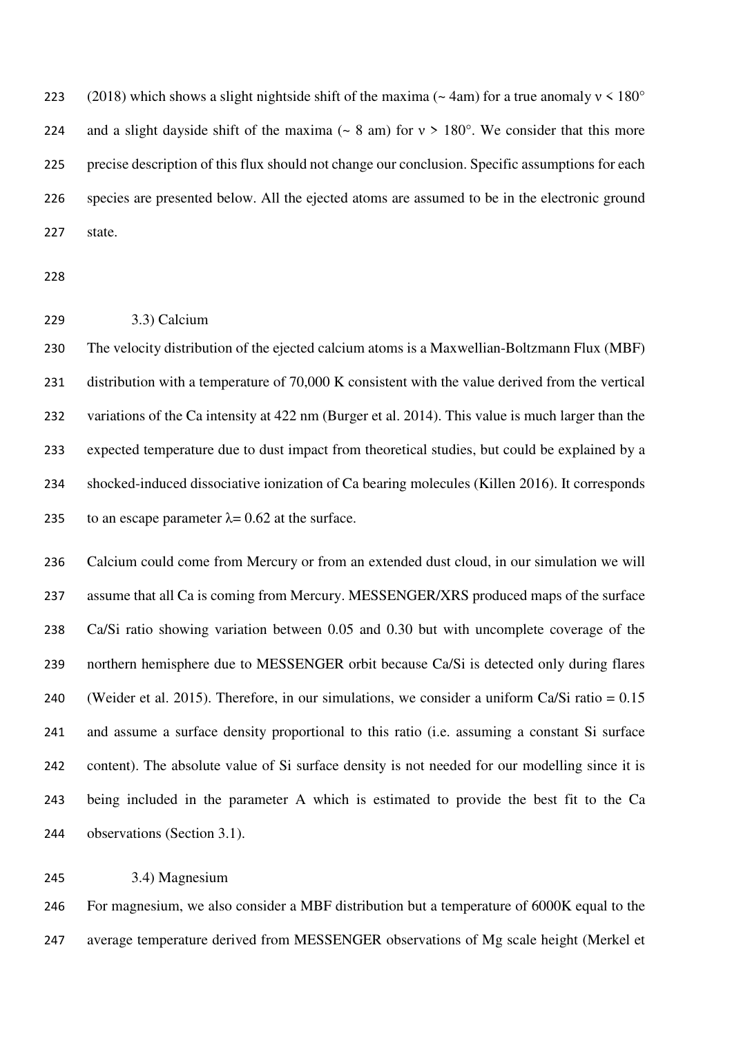(2018) which shows a slight nightside shift of the maxima (~ 4am) for a true anomaly $\nu < 180°$ and a slight dayside shift of the maxima (~ 8 am) for $\nu > 180°$. We consider that this more precise description of this flux should not change our conclusion. Specific assumptions for each species are presented below. All the ejected atoms are assumed to be in the electronic ground state.

### 3.3) Calcium

The velocity distribution of the ejected calcium atoms is a Maxwellian-Boltzmann Flux (MBF) distribution with a temperature of 70,000 K consistent with the value derived from the vertical variations of the Ca intensity at 422 nm (Burger et al. 2014). This value is much larger than the expected temperature due to dust impact from theoretical studies, but could be explained by a shocked-induced dissociative ionization of Ca bearing molecules (Killen 2016). It corresponds to an escape parameter $\lambda = 0.62$ at the surface.

Calcium could come from Mercury or from an extended dust cloud, in our simulation we will assume that all Ca is coming from Mercury. MESSENGER/XRS produced maps of the surface Ca/Si ratio showing variation between 0.05 and 0.30 but with uncomplete coverage of the northern hemisphere due to MESSENGER orbit because Ca/Si is detected only during flares (Weider et al. 2015). Therefore, in our simulations, we consider a uniform Ca/Si ratio = 0.15 and assume a surface density proportional to this ratio (i.e. assuming a constant Si surface content). The absolute value of Si surface density is not needed for our modelling since it is being included in the parameter A which is estimated to provide the best fit to the Ca observations (Section 3.1).

### 3.4) Magnesium

For magnesium, we also consider a MBF distribution but a temperature of 6000K equal to the average temperature derived from MESSENGER observations of Mg scale height (Merkel et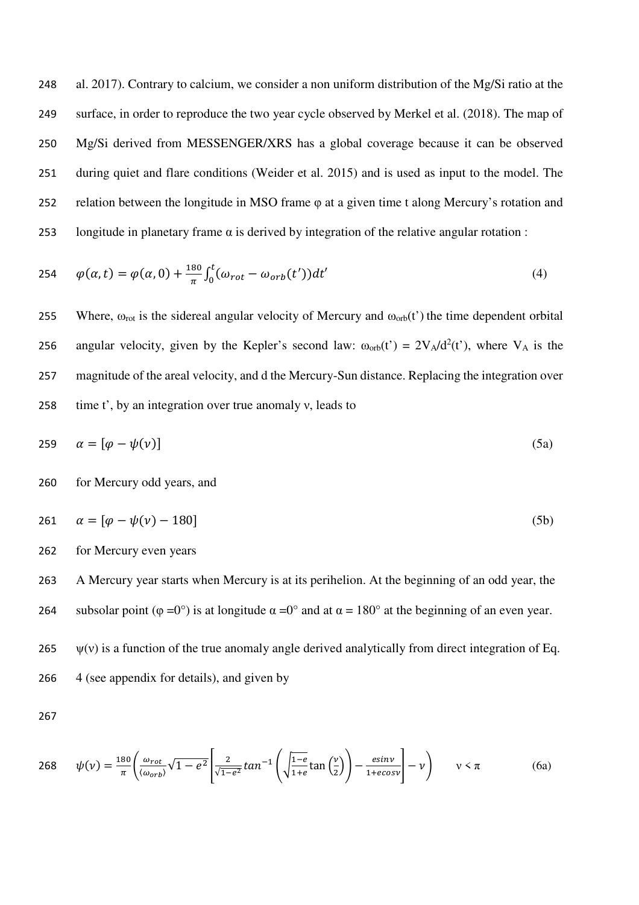al. 2017). Contrary to calcium, we consider a non uniform distribution of the Mg/Si ratio at the surface, in order to reproduce the two year cycle observed by Merkel et al. (2018). The map of Mg/Si derived from MESSENGER/XRS has a global coverage because it can be observed during quiet and flare conditions (Weider et al. 2015) and is used as input to the model. The relation between the longitude in MSO frame φ at a given time t along Mercury's rotation and longitude in planetary frame α is derived by integration of the relative angular rotation :

$$\varphi(\alpha, t) = \varphi(\alpha, 0) + \frac{180}{\pi}\int_0^t (\omega_{rot} - \omega_{orb}(t'))dt' \tag{4}$$

Where, $\omega_{rot}$ is the sidereal angular velocity of Mercury and $\omega_{orb}(t')$ the time dependent orbital angular velocity, given by the Kepler's second law: $\omega_{orb}(t') = 2V_A/d^2(t')$, where $V_A$ is the magnitude of the areal velocity, and d the Mercury-Sun distance. Replacing the integration over time t', by an integration over true anomaly ν, leads to

$$\alpha = [\varphi - \psi(\nu)] \tag{5a}$$

for Mercury odd years, and

$$\alpha = [\varphi - \psi(\nu) - 180] \tag{5b}$$

for Mercury even years

A Mercury year starts when Mercury is at its perihelion. At the beginning of an odd year, the subsolar point (φ =0°) is at longitude α =0° and at α = 180° at the beginning of an even year.

ψ(ν) is a function of the true anomaly angle derived analytically from direct integration of Eq. 4 (see appendix for details), and given by

$$\psi(\nu) = \frac{180}{\pi}\left(\frac{\omega_{rot}}{\langle\omega_{orb}\rangle}\sqrt{1-e^2}\left[\frac{2}{\sqrt{1-e^2}}tan^{-1}\left(\sqrt{\frac{1-e}{1+e}}\tan\left(\frac{\nu}{2}\right)\right) - \frac{e\sin\nu}{1+e\cos\nu}\right] - \nu\right) \qquad \nu < \pi \tag{6a}$$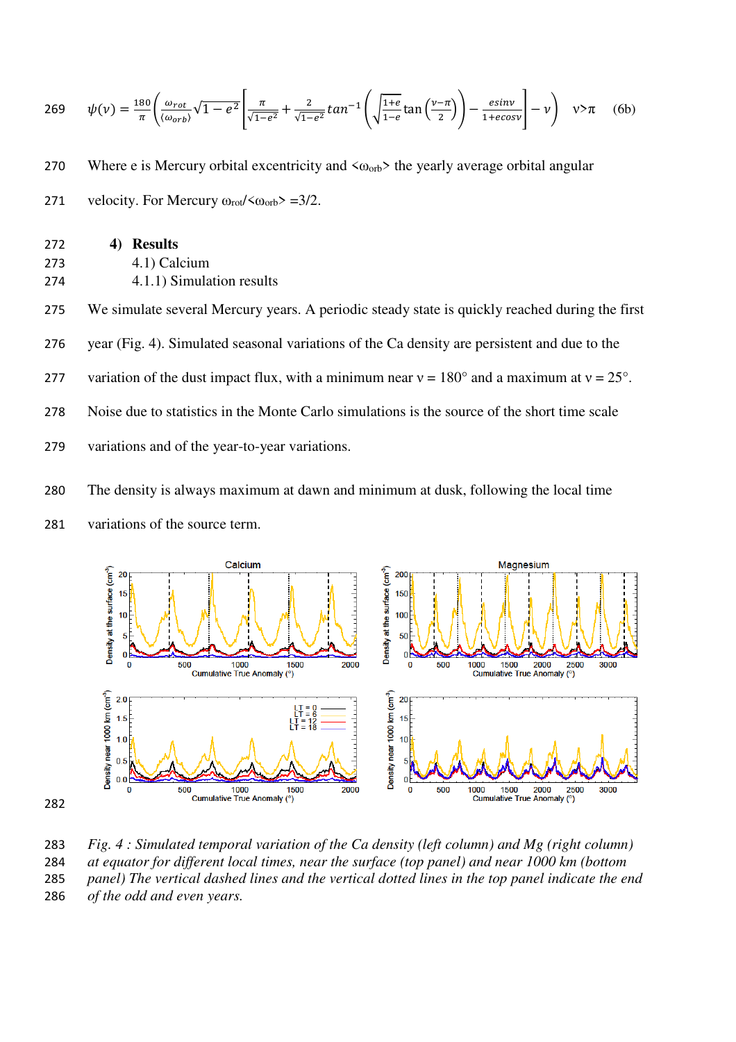$$\psi(\nu) = \frac{180}{\pi}\left(\frac{\omega_{rot}}{\langle\omega_{orb}\rangle}\sqrt{1-e^2}\left[\frac{\pi}{\sqrt{1-e^2}} + \frac{2}{\sqrt{1-e^2}}tan^{-1}\left(\sqrt{\frac{1+e}{1-e}}\tan\left(\frac{\nu-\pi}{2}\right)\right) - \frac{esin\nu}{1+ecos\nu}\right] - \nu\right) \quad \nu>\pi \quad (6b)$$

Where e is Mercury orbital excentricity and $\langle\omega_{orb}\rangle$ the yearly average orbital angular velocity. For Mercury $\omega_{rot}/\langle\omega_{orb}\rangle = 3/2$.

# 4) Results

## 4.1) Calcium

### 4.1.1) Simulation results

We simulate several Mercury years. A periodic steady state is quickly reached during the first year (Fig. 4). Simulated seasonal variations of the Ca density are persistent and due to the variation of the dust impact flux, with a minimum near ν = 180° and a maximum at ν = 25°. Noise due to statistics in the Monte Carlo simulations is the source of the short time scale variations and of the year-to-year variations.

The density is always maximum at dawn and minimum at dusk, following the local time variations of the source term.

*Fig. 4 : Simulated temporal variation of the Ca density (left column) and Mg (right column) at equator for different local times, near the surface (top panel) and near 1000 km (bottom panel) The vertical dashed lines and the vertical dotted lines in the top panel indicate the end of the odd and even years.*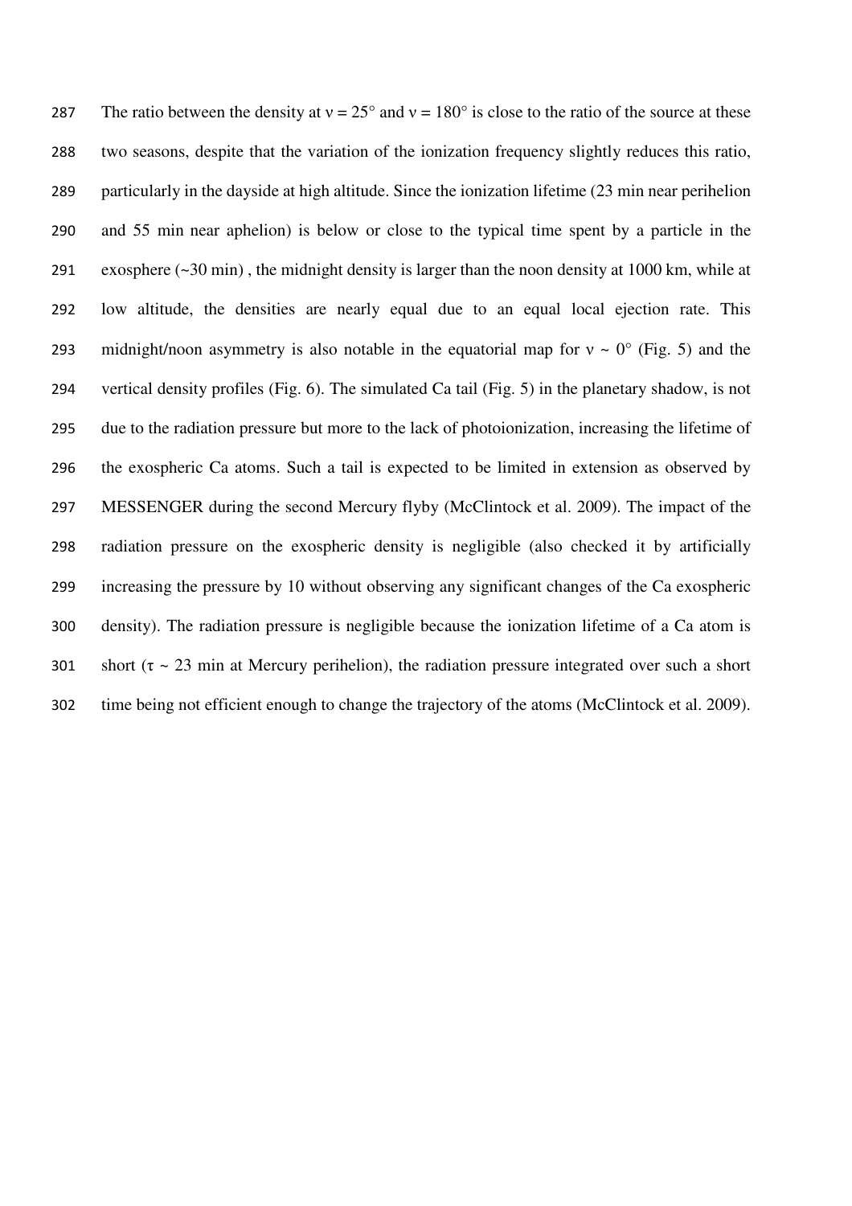The ratio between the density at $\nu = 25°$ and $\nu = 180°$ is close to the ratio of the source at these two seasons, despite that the variation of the ionization frequency slightly reduces this ratio, particularly in the dayside at high altitude. Since the ionization lifetime (23 min near perihelion and 55 min near aphelion) is below or close to the typical time spent by a particle in the exosphere (~30 min) , the midnight density is larger than the noon density at 1000 km, while at low altitude, the densities are nearly equal due to an equal local ejection rate. This midnight/noon asymmetry is also notable in the equatorial map for $\nu \sim 0°$ (Fig. 5) and the vertical density profiles (Fig. 6). The simulated Ca tail (Fig. 5) in the planetary shadow, is not due to the radiation pressure but more to the lack of photoionization, increasing the lifetime of the exospheric Ca atoms. Such a tail is expected to be limited in extension as observed by MESSENGER during the second Mercury flyby (McClintock et al. 2009). The impact of the radiation pressure on the exospheric density is negligible (also checked it by artificially increasing the pressure by 10 without observing any significant changes of the Ca exospheric density). The radiation pressure is negligible because the ionization lifetime of a Ca atom is short ($\tau \sim 23$ min at Mercury perihelion), the radiation pressure integrated over such a short time being not efficient enough to change the trajectory of the atoms (McClintock et al. 2009).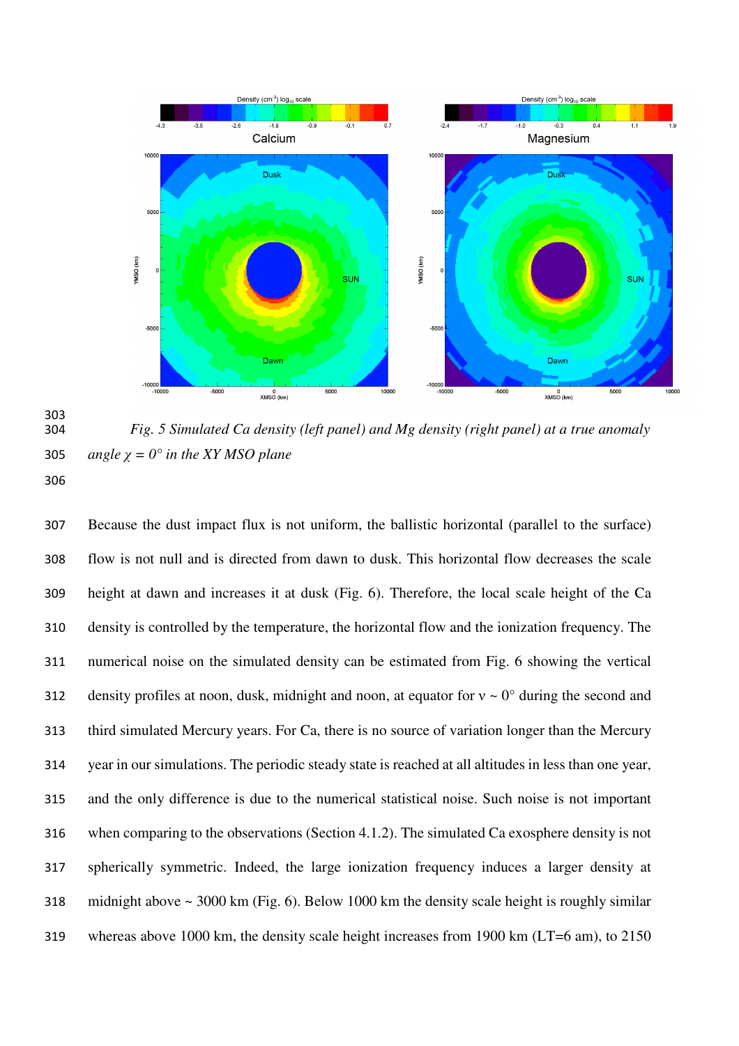*Fig. 5 Simulated Ca density (left panel) and Mg density (right panel) at a true anomaly angle $\chi$ = 0° in the XY MSO plane*

Because the dust impact flux is not uniform, the ballistic horizontal (parallel to the surface) flow is not null and is directed from dawn to dusk. This horizontal flow decreases the scale height at dawn and increases it at dusk (Fig. 6). Therefore, the local scale height of the Ca density is controlled by the temperature, the horizontal flow and the ionization frequency. The numerical noise on the simulated density can be estimated from Fig. 6 showing the vertical density profiles at noon, dusk, midnight and noon, at equator for $\nu \sim 0°$ during the second and third simulated Mercury years. For Ca, there is no source of variation longer than the Mercury year in our simulations. The periodic steady state is reached at all altitudes in less than one year, and the only difference is due to the numerical statistical noise. Such noise is not important when comparing to the observations (Section 4.1.2). The simulated Ca exosphere density is not spherically symmetric. Indeed, the large ionization frequency induces a larger density at midnight above ~ 3000 km (Fig. 6). Below 1000 km the density scale height is roughly similar whereas above 1000 km, the density scale height increases from 1900 km (LT=6 am), to 2150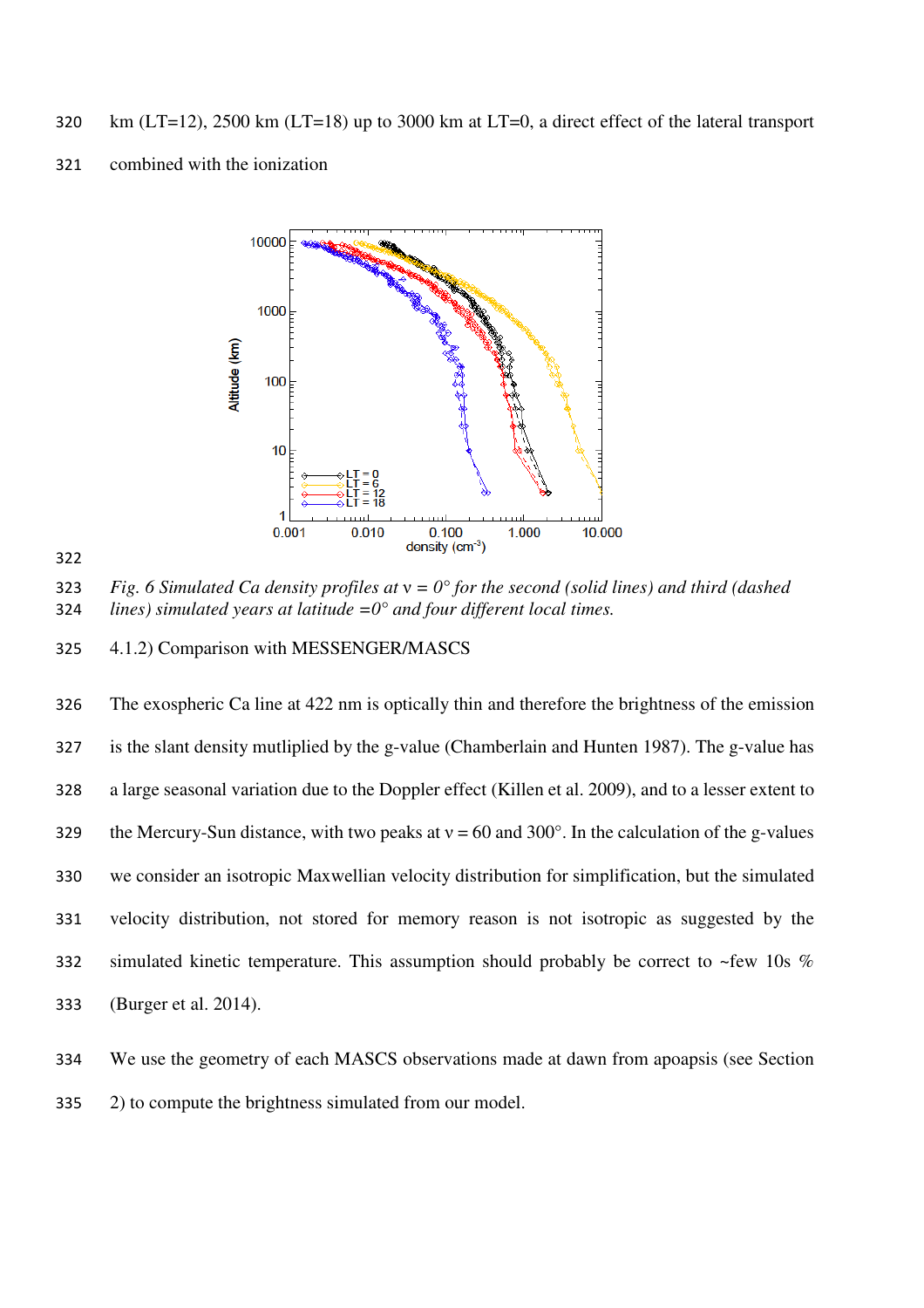km (LT=12), 2500 km (LT=18) up to 3000 km at LT=0, a direct effect of the lateral transport combined with the ionization

*Fig. 6 Simulated Ca density profiles at ν = 0° for the second (solid lines) and third (dashed lines) simulated years at latitude =0° and four different local times.*

4.1.2) Comparison with MESSENGER/MASCS

The exospheric Ca line at 422 nm is optically thin and therefore the brightness of the emission is the slant density mutliplied by the g-value (Chamberlain and Hunten 1987). The g-value has a large seasonal variation due to the Doppler effect (Killen et al. 2009), and to a lesser extent to the Mercury-Sun distance, with two peaks at ν = 60 and 300°. In the calculation of the g-values we consider an isotropic Maxwellian velocity distribution for simplification, but the simulated velocity distribution, not stored for memory reason is not isotropic as suggested by the simulated kinetic temperature. This assumption should probably be correct to ~few 10s % (Burger et al. 2014).

We use the geometry of each MASCS observations made at dawn from apoapsis (see Section 2) to compute the brightness simulated from our model.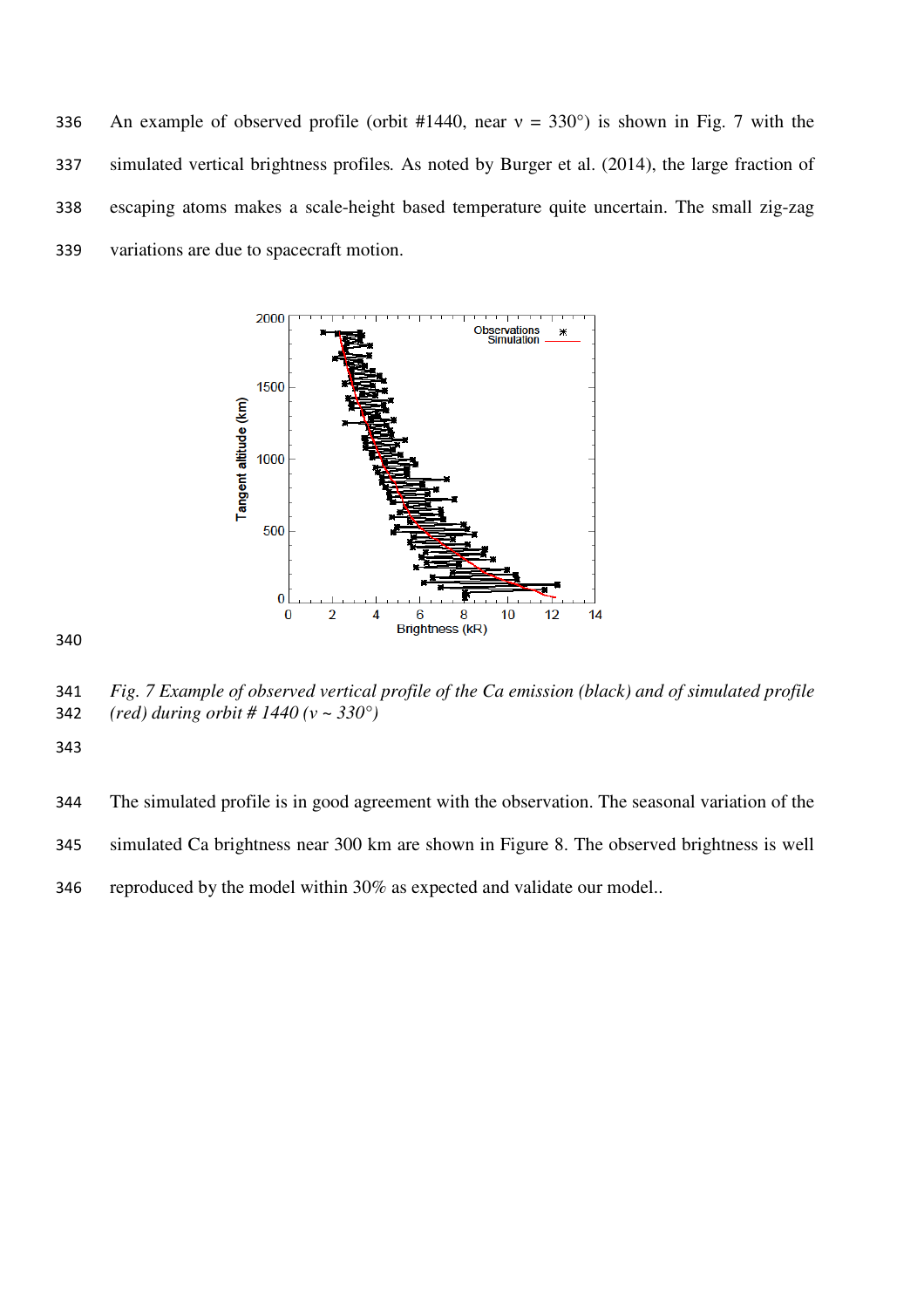An example of observed profile (orbit #1440, near ν = 330°) is shown in Fig. 7 with the simulated vertical brightness profiles. As noted by Burger et al. (2014), the large fraction of escaping atoms makes a scale-height based temperature quite uncertain. The small zig-zag variations are due to spacecraft motion.

*Fig. 7 Example of observed vertical profile of the Ca emission (black) and of simulated profile (red) during orbit # 1440 (ν ~ 330°)*

The simulated profile is in good agreement with the observation. The seasonal variation of the simulated Ca brightness near 300 km are shown in Figure 8. The observed brightness is well reproduced by the model within 30% as expected and validate our model..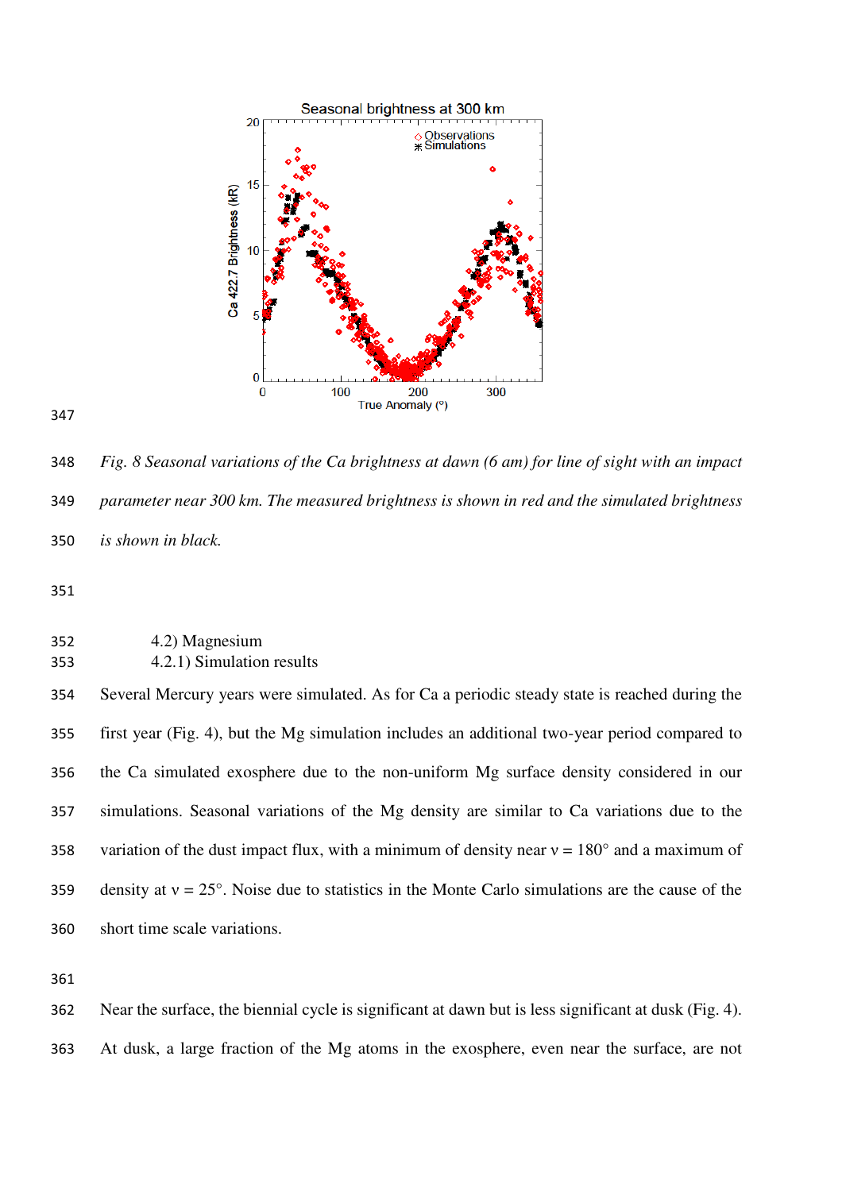Fig. 8 Seasonal variations of the Ca brightness at dawn (6 am) for line of sight with an impact parameter near 300 km. The measured brightness is shown in red and the simulated brightness is shown in black.

### 4.2) Magnesium

#### 4.2.1) Simulation results

Several Mercury years were simulated. As for Ca a periodic steady state is reached during the first year (Fig. 4), but the Mg simulation includes an additional two-year period compared to the Ca simulated exosphere due to the non-uniform Mg surface density considered in our simulations. Seasonal variations of the Mg density are similar to Ca variations due to the variation of the dust impact flux, with a minimum of density near $\nu = 180°$ and a maximum of density at $\nu = 25°$. Noise due to statistics in the Monte Carlo simulations are the cause of the short time scale variations.

Near the surface, the biennial cycle is significant at dawn but is less significant at dusk (Fig. 4). At dusk, a large fraction of the Mg atoms in the exosphere, even near the surface, are not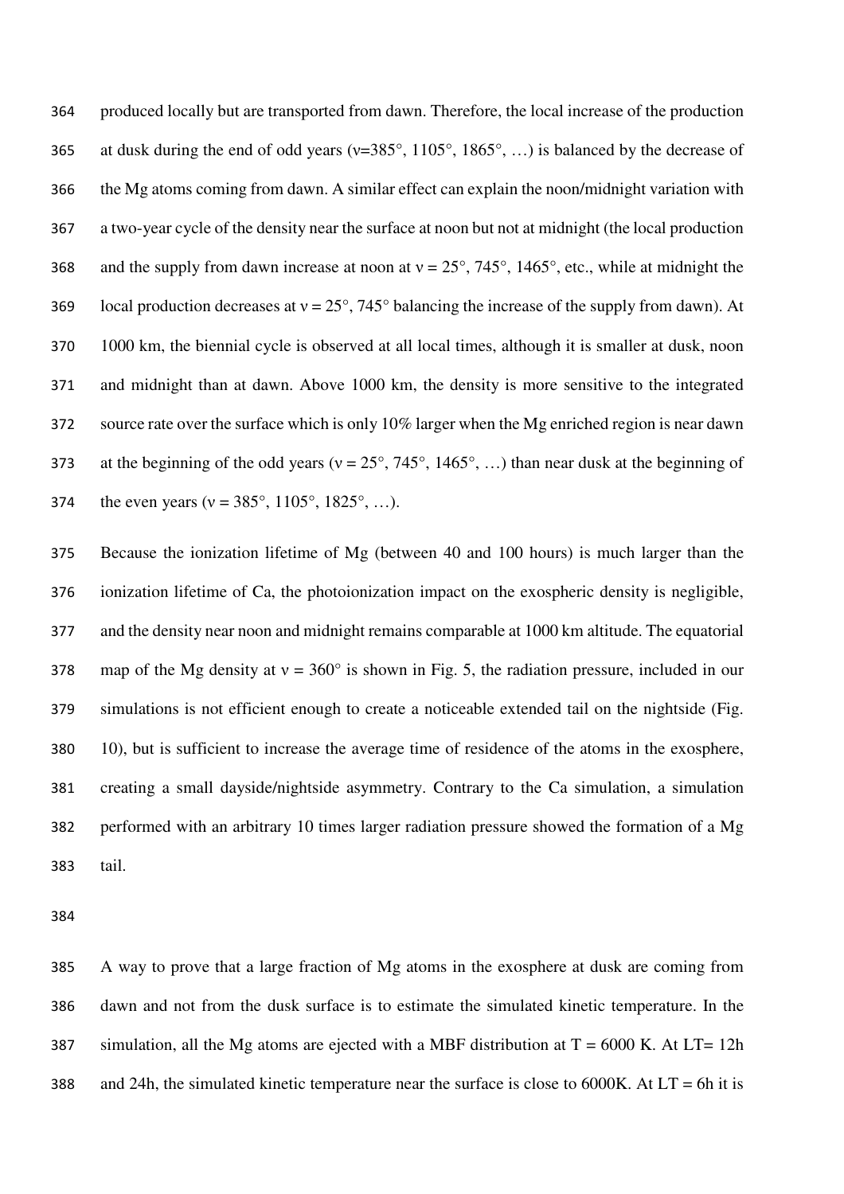produced locally but are transported from dawn. Therefore, the local increase of the production at dusk during the end of odd years (ν=385°, 1105°, 1865°, …) is balanced by the decrease of the Mg atoms coming from dawn. A similar effect can explain the noon/midnight variation with a two-year cycle of the density near the surface at noon but not at midnight (the local production and the supply from dawn increase at noon at ν = 25°, 745°, 1465°, etc., while at midnight the local production decreases at ν = 25°, 745° balancing the increase of the supply from dawn). At 1000 km, the biennial cycle is observed at all local times, although it is smaller at dusk, noon and midnight than at dawn. Above 1000 km, the density is more sensitive to the integrated source rate over the surface which is only 10% larger when the Mg enriched region is near dawn at the beginning of the odd years (ν = 25°, 745°, 1465°, …) than near dusk at the beginning of the even years (ν = 385°, 1105°, 1825°, …).

Because the ionization lifetime of Mg (between 40 and 100 hours) is much larger than the ionization lifetime of Ca, the photoionization impact on the exospheric density is negligible, and the density near noon and midnight remains comparable at 1000 km altitude. The equatorial map of the Mg density at ν = 360° is shown in Fig. 5, the radiation pressure, included in our simulations is not efficient enough to create a noticeable extended tail on the nightside (Fig. 10), but is sufficient to increase the average time of residence of the atoms in the exosphere, creating a small dayside/nightside asymmetry. Contrary to the Ca simulation, a simulation performed with an arbitrary 10 times larger radiation pressure showed the formation of a Mg tail.

A way to prove that a large fraction of Mg atoms in the exosphere at dusk are coming from dawn and not from the dusk surface is to estimate the simulated kinetic temperature. In the simulation, all the Mg atoms are ejected with a MBF distribution at T = 6000 K. At LT= 12h and 24h, the simulated kinetic temperature near the surface is close to 6000K. At LT = 6h it is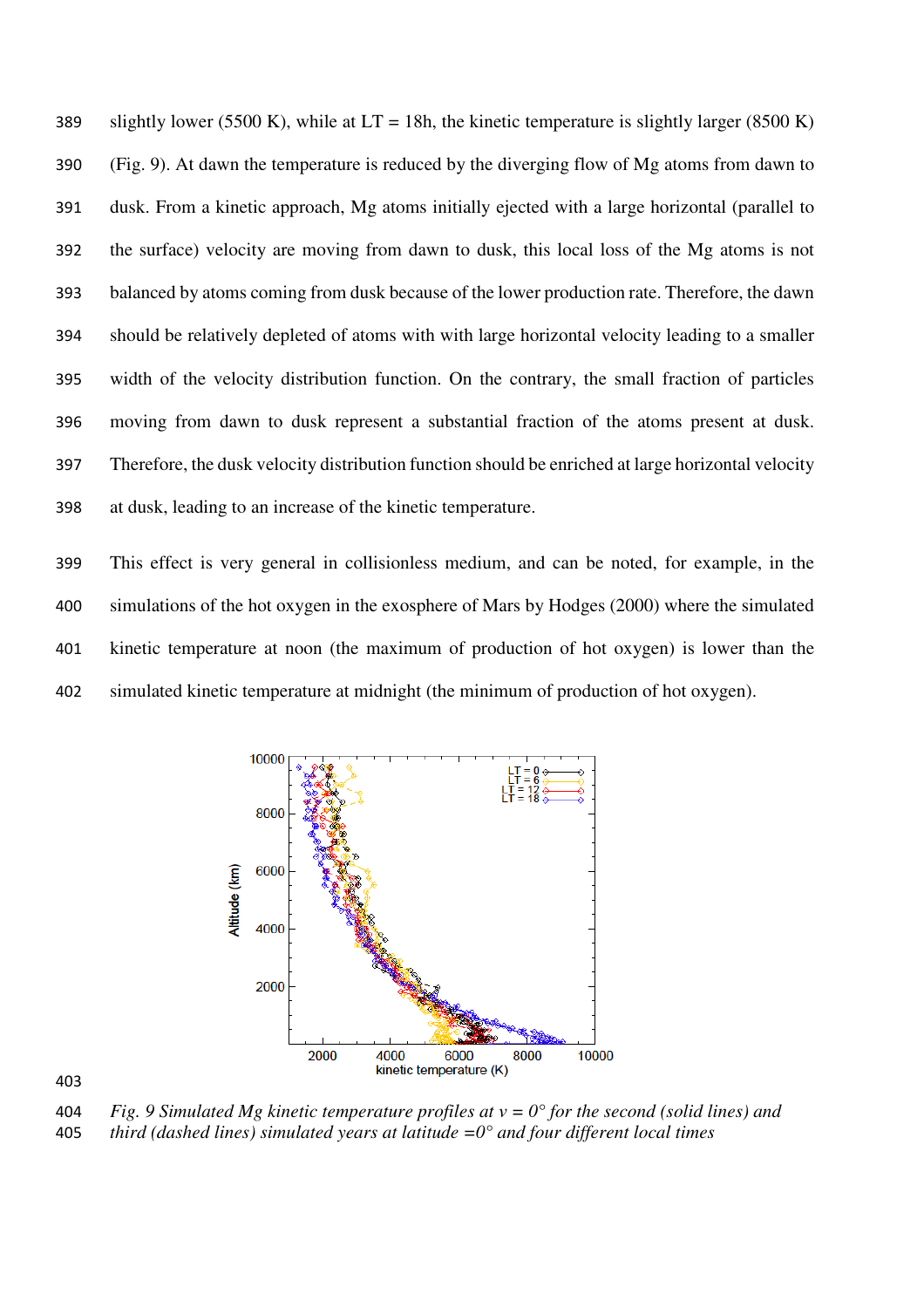slightly lower (5500 K), while at LT = 18h, the kinetic temperature is slightly larger (8500 K) (Fig. 9). At dawn the temperature is reduced by the diverging flow of Mg atoms from dawn to dusk. From a kinetic approach, Mg atoms initially ejected with a large horizontal (parallel to the surface) velocity are moving from dawn to dusk, this local loss of the Mg atoms is not balanced by atoms coming from dusk because of the lower production rate. Therefore, the dawn should be relatively depleted of atoms with with large horizontal velocity leading to a smaller width of the velocity distribution function. On the contrary, the small fraction of particles moving from dawn to dusk represent a substantial fraction of the atoms present at dusk. Therefore, the dusk velocity distribution function should be enriched at large horizontal velocity at dusk, leading to an increase of the kinetic temperature.

This effect is very general in collisionless medium, and can be noted, for example, in the simulations of the hot oxygen in the exosphere of Mars by Hodges (2000) where the simulated kinetic temperature at noon (the maximum of production of hot oxygen) is lower than the simulated kinetic temperature at midnight (the minimum of production of hot oxygen).

*Fig. 9 Simulated Mg kinetic temperature profiles at ν = 0° for the second (solid lines) and third (dashed lines) simulated years at latitude =0° and four different local times*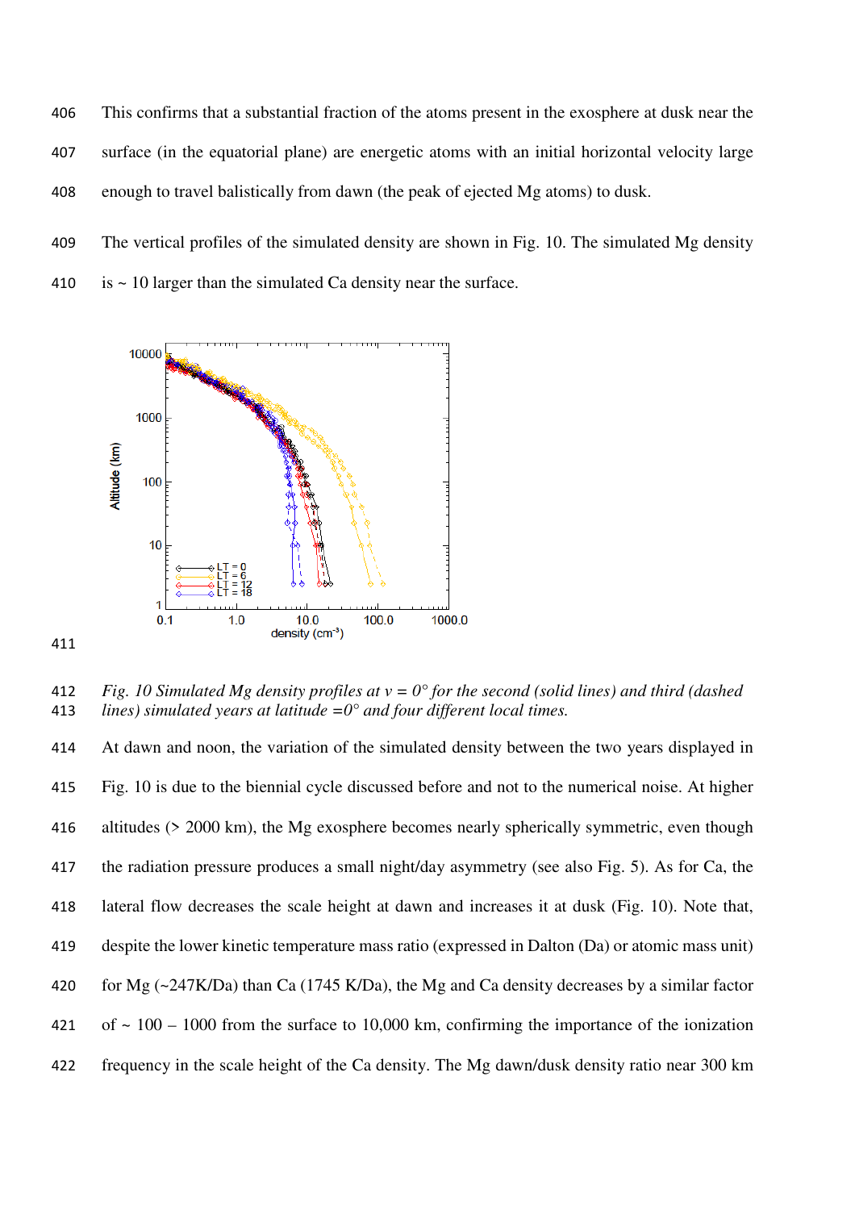This confirms that a substantial fraction of the atoms present in the exosphere at dusk near the surface (in the equatorial plane) are energetic atoms with an initial horizontal velocity large enough to travel balistically from dawn (the peak of ejected Mg atoms) to dusk.

The vertical profiles of the simulated density are shown in Fig. 10. The simulated Mg density is ~ 10 larger than the simulated Ca density near the surface.

*Fig. 10 Simulated Mg density profiles at v = 0° for the second (solid lines) and third (dashed lines) simulated years at latitude =0° and four different local times.*

At dawn and noon, the variation of the simulated density between the two years displayed in Fig. 10 is due to the biennial cycle discussed before and not to the numerical noise. At higher altitudes (> 2000 km), the Mg exosphere becomes nearly spherically symmetric, even though the radiation pressure produces a small night/day asymmetry (see also Fig. 5). As for Ca, the lateral flow decreases the scale height at dawn and increases it at dusk (Fig. 10). Note that, despite the lower kinetic temperature mass ratio (expressed in Dalton (Da) or atomic mass unit) for Mg (~247K/Da) than Ca (1745 K/Da), the Mg and Ca density decreases by a similar factor of ~ 100 – 1000 from the surface to 10,000 km, confirming the importance of the ionization frequency in the scale height of the Ca density. The Mg dawn/dusk density ratio near 300 km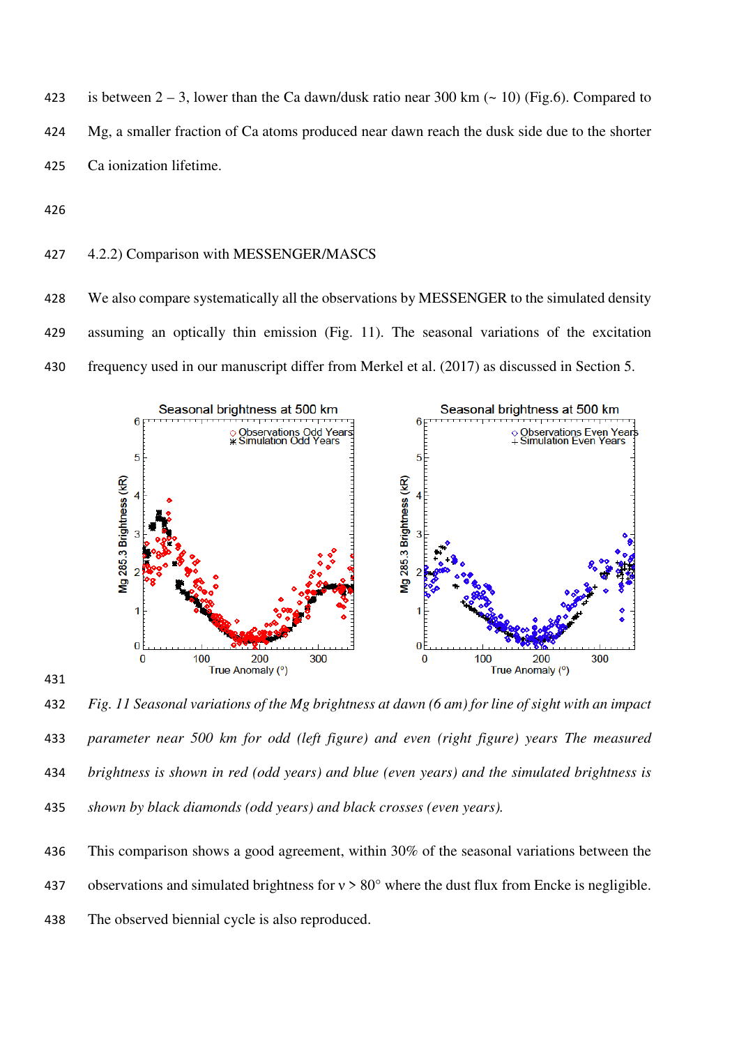is between 2 – 3, lower than the Ca dawn/dusk ratio near 300 km (~ 10) (Fig.6). Compared to Mg, a smaller fraction of Ca atoms produced near dawn reach the dusk side due to the shorter Ca ionization lifetime.

#### 4.2.2) Comparison with MESSENGER/MASCS

We also compare systematically all the observations by MESSENGER to the simulated density assuming an optically thin emission (Fig. 11). The seasonal variations of the excitation frequency used in our manuscript differ from Merkel et al. (2017) as discussed in Section 5.

*Fig. 11 Seasonal variations of the Mg brightness at dawn (6 am) for line of sight with an impact parameter near 500 km for odd (left figure) and even (right figure) years The measured brightness is shown in red (odd years) and blue (even years) and the simulated brightness is shown by black diamonds (odd years) and black crosses (even years).*

This comparison shows a good agreement, within 30% of the seasonal variations between the observations and simulated brightness for $\nu > 80°$ where the dust flux from Encke is negligible. The observed biennial cycle is also reproduced.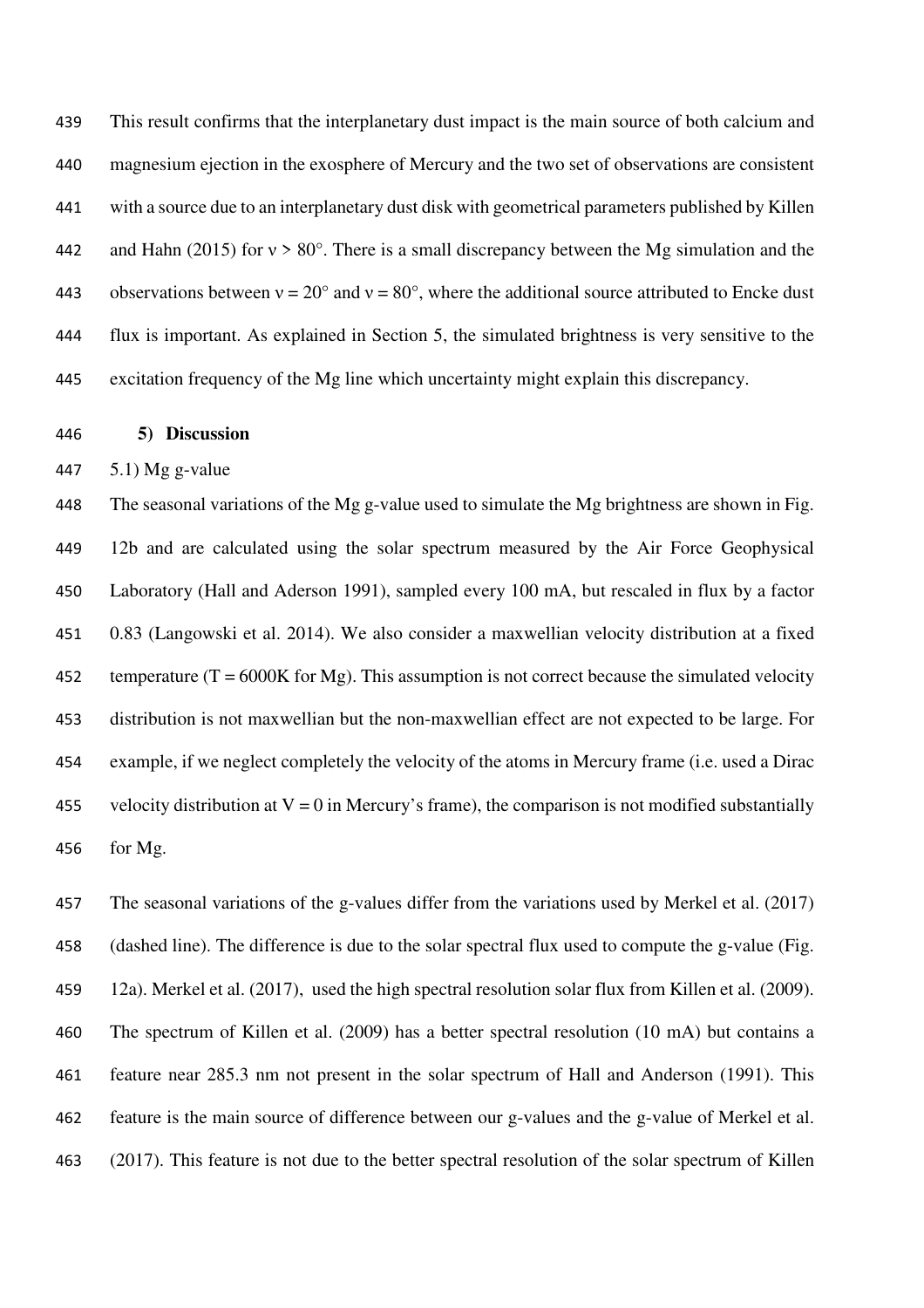This result confirms that the interplanetary dust impact is the main source of both calcium and magnesium ejection in the exosphere of Mercury and the two set of observations are consistent with a source due to an interplanetary dust disk with geometrical parameters published by Killen and Hahn (2015) for $\nu > 80°$. There is a small discrepancy between the Mg simulation and the observations between $\nu = 20°$ and $\nu = 80°$, where the additional source attributed to Encke dust flux is important. As explained in Section 5, the simulated brightness is very sensitive to the excitation frequency of the Mg line which uncertainty might explain this discrepancy.

## 5) Discussion

### 5.1) Mg g-value

The seasonal variations of the Mg g-value used to simulate the Mg brightness are shown in Fig. 12b and are calculated using the solar spectrum measured by the Air Force Geophysical Laboratory (Hall and Aderson 1991), sampled every 100 mA, but rescaled in flux by a factor 0.83 (Langowski et al. 2014). We also consider a maxwellian velocity distribution at a fixed temperature (T = 6000K for Mg). This assumption is not correct because the simulated velocity distribution is not maxwellian but the non-maxwellian effect are not expected to be large. For example, if we neglect completely the velocity of the atoms in Mercury frame (i.e. used a Dirac velocity distribution at V = 0 in Mercury's frame), the comparison is not modified substantially for Mg.

The seasonal variations of the g-values differ from the variations used by Merkel et al. (2017) (dashed line). The difference is due to the solar spectral flux used to compute the g-value (Fig. 12a). Merkel et al. (2017), used the high spectral resolution solar flux from Killen et al. (2009). The spectrum of Killen et al. (2009) has a better spectral resolution (10 mA) but contains a feature near 285.3 nm not present in the solar spectrum of Hall and Anderson (1991). This feature is the main source of difference between our g-values and the g-value of Merkel et al. (2017). This feature is not due to the better spectral resolution of the solar spectrum of Killen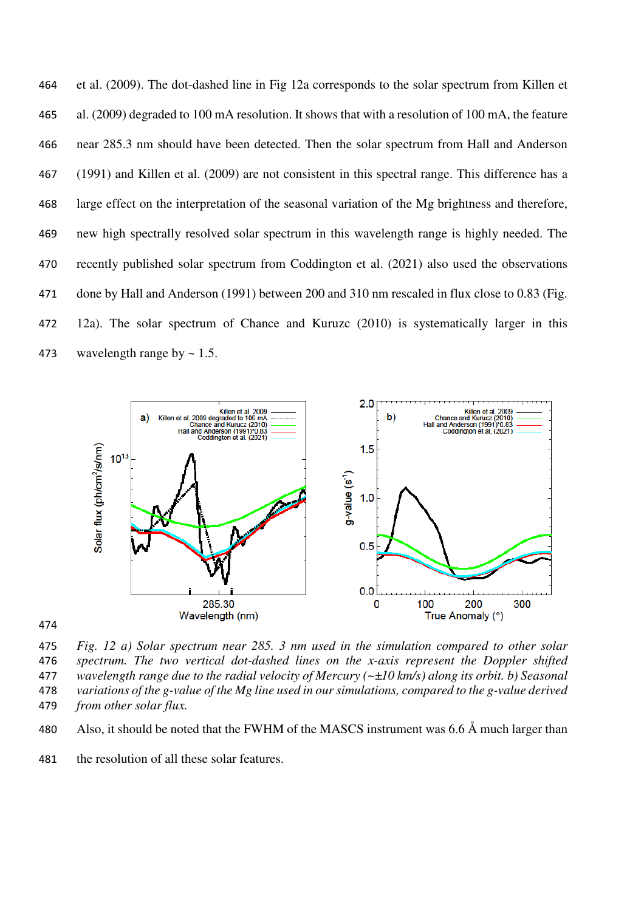et al. (2009). The dot-dashed line in Fig 12a corresponds to the solar spectrum from Killen et al. (2009) degraded to 100 mA resolution. It shows that with a resolution of 100 mA, the feature near 285.3 nm should have been detected. Then the solar spectrum from Hall and Anderson (1991) and Killen et al. (2009) are not consistent in this spectral range. This difference has a large effect on the interpretation of the seasonal variation of the Mg brightness and therefore, new high spectrally resolved solar spectrum in this wavelength range is highly needed. The recently published solar spectrum from Coddington et al. (2021) also used the observations done by Hall and Anderson (1991) between 200 and 310 nm rescaled in flux close to 0.83 (Fig. 12a). The solar spectrum of Chance and Kuruzc (2010) is systematically larger in this wavelength range by ~ 1.5.

*Fig. 12 a) Solar spectrum near 285. 3 nm used in the simulation compared to other solar spectrum. The two vertical dot-dashed lines on the x-axis represent the Doppler shifted wavelength range due to the radial velocity of Mercury (~±10 km/s) along its orbit. b) Seasonal variations of the g-value of the Mg line used in our simulations, compared to the g-value derived from other solar flux.*

Also, it should be noted that the FWHM of the MASCS instrument was 6.6 Å much larger than the resolution of all these solar features.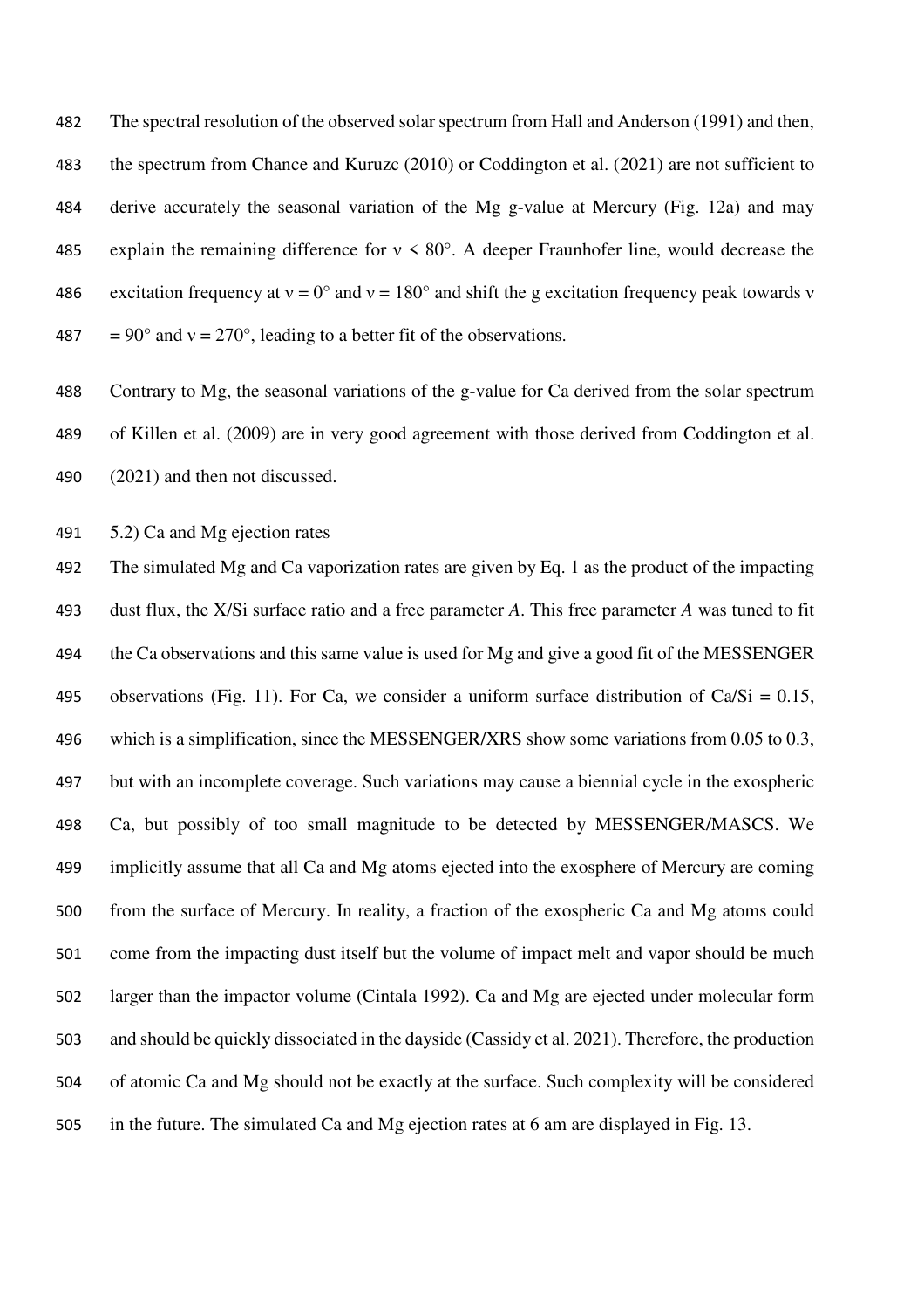The spectral resolution of the observed solar spectrum from Hall and Anderson (1991) and then, the spectrum from Chance and Kuruzc (2010) or Coddington et al. (2021) are not sufficient to derive accurately the seasonal variation of the Mg g-value at Mercury (Fig. 12a) and may explain the remaining difference for $\nu < 80°$. A deeper Fraunhofer line, would decrease the excitation frequency at $\nu = 0°$ and $\nu = 180°$ and shift the g excitation frequency peak towards $\nu = 90°$ and $\nu = 270°$, leading to a better fit of the observations.

Contrary to Mg, the seasonal variations of the g-value for Ca derived from the solar spectrum of Killen et al. (2009) are in very good agreement with those derived from Coddington et al. (2021) and then not discussed.

### 5.2) Ca and Mg ejection rates

The simulated Mg and Ca vaporization rates are given by Eq. 1 as the product of the impacting dust flux, the X/Si surface ratio and a free parameter *A*. This free parameter *A* was tuned to fit the Ca observations and this same value is used for Mg and give a good fit of the MESSENGER observations (Fig. 11). For Ca, we consider a uniform surface distribution of Ca/Si = 0.15, which is a simplification, since the MESSENGER/XRS show some variations from 0.05 to 0.3, but with an incomplete coverage. Such variations may cause a biennial cycle in the exospheric Ca, but possibly of too small magnitude to be detected by MESSENGER/MASCS. We implicitly assume that all Ca and Mg atoms ejected into the exosphere of Mercury are coming from the surface of Mercury. In reality, a fraction of the exospheric Ca and Mg atoms could come from the impacting dust itself but the volume of impact melt and vapor should be much larger than the impactor volume (Cintala 1992). Ca and Mg are ejected under molecular form and should be quickly dissociated in the dayside (Cassidy et al. 2021). Therefore, the production of atomic Ca and Mg should not be exactly at the surface. Such complexity will be considered in the future. The simulated Ca and Mg ejection rates at 6 am are displayed in Fig. 13.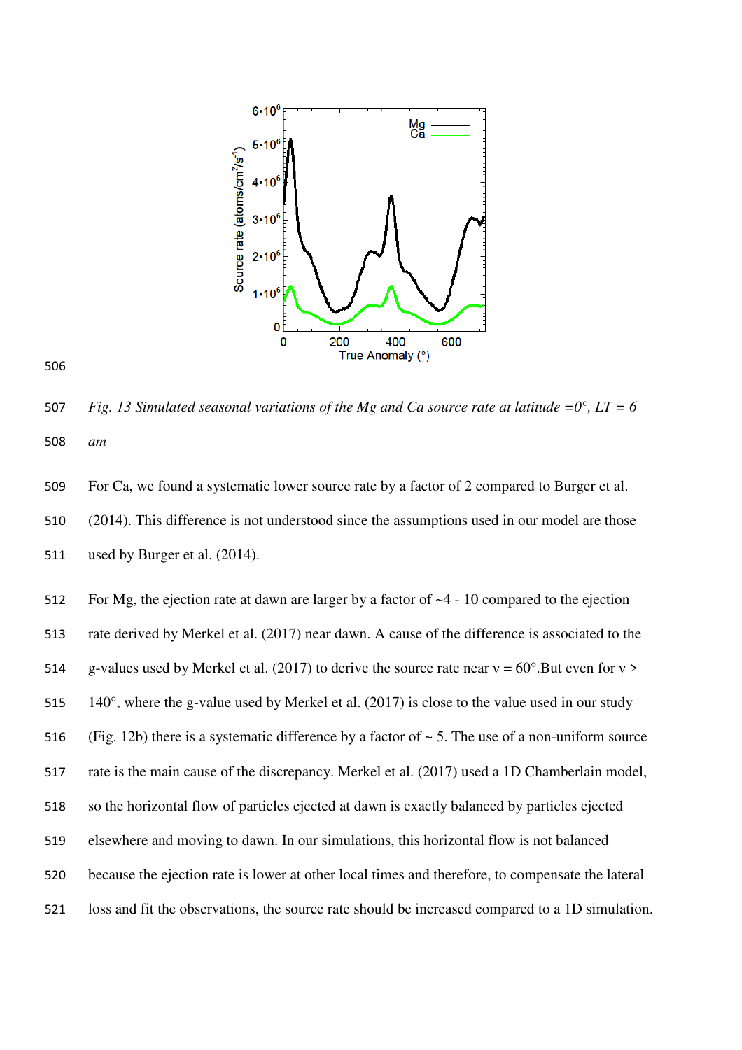*Fig. 13 Simulated seasonal variations of the Mg and Ca source rate at latitude =0°, LT = 6 am*

For Ca, we found a systematic lower source rate by a factor of 2 compared to Burger et al. (2014). This difference is not understood since the assumptions used in our model are those used by Burger et al. (2014).

For Mg, the ejection rate at dawn are larger by a factor of ~4 - 10 compared to the ejection rate derived by Merkel et al. (2017) near dawn. A cause of the difference is associated to the g-values used by Merkel et al. (2017) to derive the source rate near ν = 60°.But even for ν > 140°, where the g-value used by Merkel et al. (2017) is close to the value used in our study (Fig. 12b) there is a systematic difference by a factor of ~ 5. The use of a non-uniform source rate is the main cause of the discrepancy. Merkel et al. (2017) used a 1D Chamberlain model, so the horizontal flow of particles ejected at dawn is exactly balanced by particles ejected elsewhere and moving to dawn. In our simulations, this horizontal flow is not balanced because the ejection rate is lower at other local times and therefore, to compensate the lateral loss and fit the observations, the source rate should be increased compared to a 1D simulation.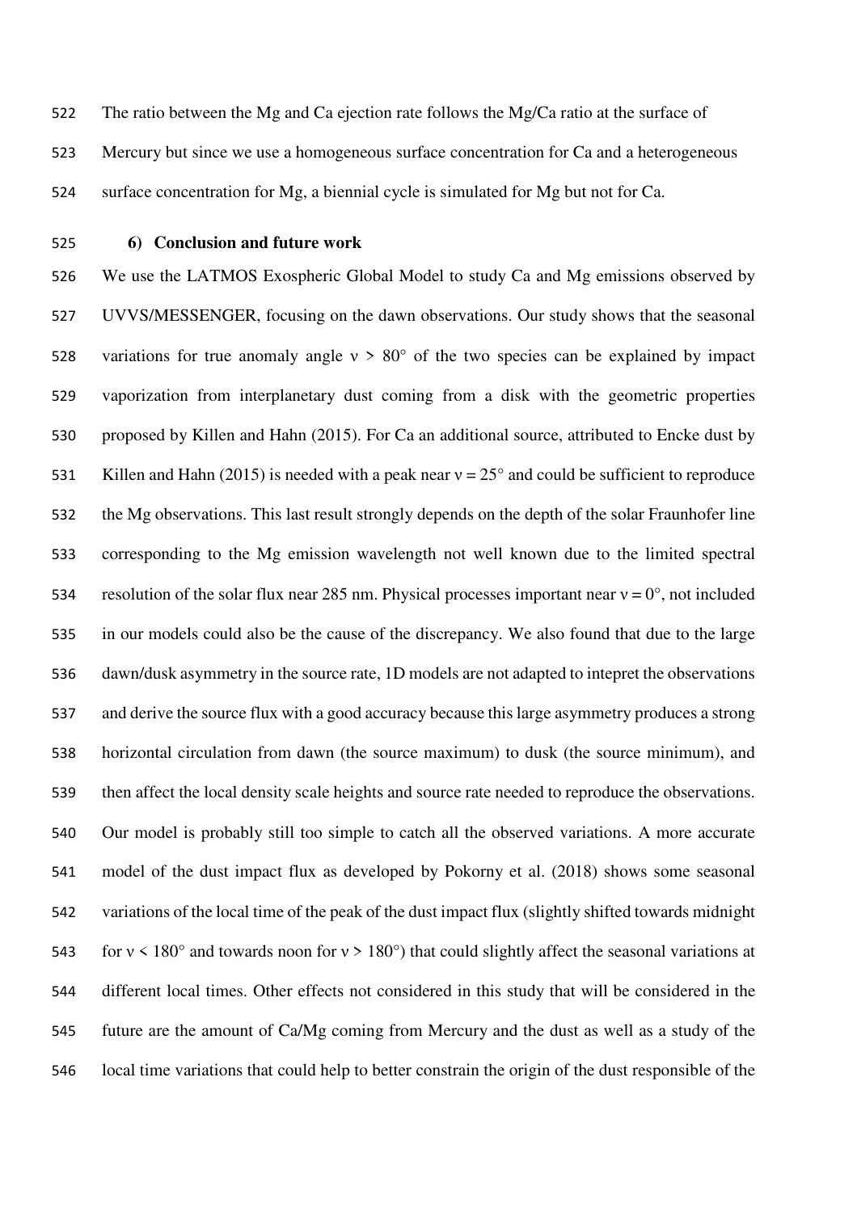The ratio between the Mg and Ca ejection rate follows the Mg/Ca ratio at the surface of Mercury but since we use a homogeneous surface concentration for Ca and a heterogeneous surface concentration for Mg, a biennial cycle is simulated for Mg but not for Ca.

## 6) Conclusion and future work

We use the LATMOS Exospheric Global Model to study Ca and Mg emissions observed by UVVS/MESSENGER, focusing on the dawn observations. Our study shows that the seasonal variations for true anomaly angle $\nu > 80°$ of the two species can be explained by impact vaporization from interplanetary dust coming from a disk with the geometric properties proposed by Killen and Hahn (2015). For Ca an additional source, attributed to Encke dust by Killen and Hahn (2015) is needed with a peak near $\nu = 25°$ and could be sufficient to reproduce the Mg observations. This last result strongly depends on the depth of the solar Fraunhofer line corresponding to the Mg emission wavelength not well known due to the limited spectral resolution of the solar flux near 285 nm. Physical processes important near $\nu = 0°$, not included in our models could also be the cause of the discrepancy. We also found that due to the large dawn/dusk asymmetry in the source rate, 1D models are not adapted to intepret the observations and derive the source flux with a good accuracy because this large asymmetry produces a strong horizontal circulation from dawn (the source maximum) to dusk (the source minimum), and then affect the local density scale heights and source rate needed to reproduce the observations. Our model is probably still too simple to catch all the observed variations. A more accurate model of the dust impact flux as developed by Pokorny et al. (2018) shows some seasonal variations of the local time of the peak of the dust impact flux (slightly shifted towards midnight for $\nu < 180°$ and towards noon for $\nu > 180°$) that could slightly affect the seasonal variations at different local times. Other effects not considered in this study that will be considered in the future are the amount of Ca/Mg coming from Mercury and the dust as well as a study of the local time variations that could help to better constrain the origin of the dust responsible of the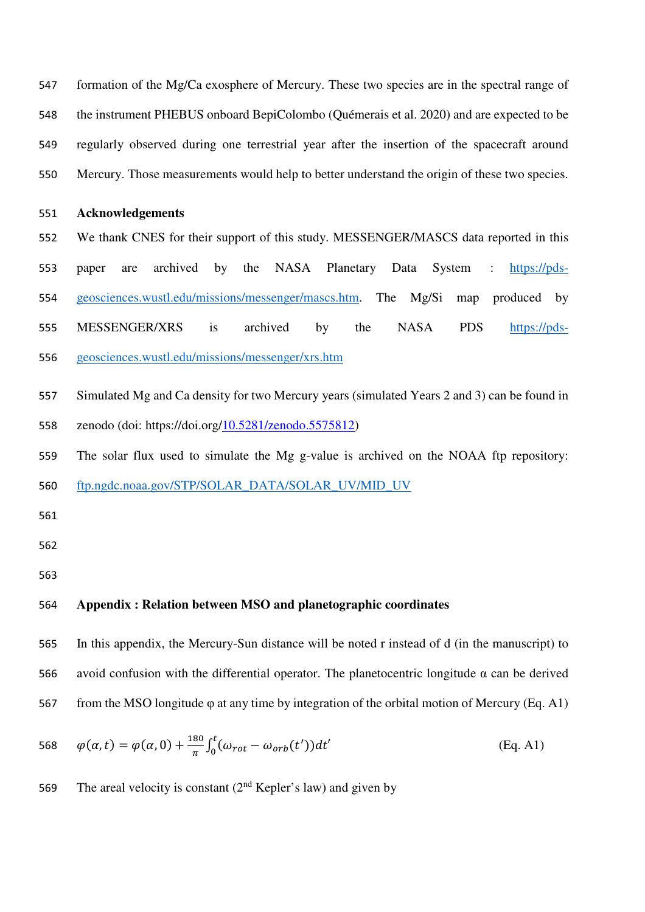formation of the Mg/Ca exosphere of Mercury. These two species are in the spectral range of the instrument PHEBUS onboard BepiColombo (Quémerais et al. 2020) and are expected to be regularly observed during one terrestrial year after the insertion of the spacecraft around Mercury. Those measurements would help to better understand the origin of these two species.

## Acknowledgements

We thank CNES for their support of this study. MESSENGER/MASCS data reported in this paper are archived by the NASA Planetary Data System : https://pds-geosciences.wustl.edu/missions/messenger/mascs.htm. The Mg/Si map produced by MESSENGER/XRS is archived by the NASA PDS https://pds-geosciences.wustl.edu/missions/messenger/xrs.htm

Simulated Mg and Ca density for two Mercury years (simulated Years 2 and 3) can be found in zenodo (doi: https://doi.org/10.5281/zenodo.5575812)

The solar flux used to simulate the Mg g-value is archived on the NOAA ftp repository: ftp.ngdc.noaa.gov/STP/SOLAR_DATA/SOLAR_UV/MID_UV

## Appendix : Relation between MSO and planetographic coordinates

In this appendix, the Mercury-Sun distance will be noted r instead of d (in the manuscript) to avoid confusion with the differential operator. The planetocentric longitude α can be derived from the MSO longitude φ at any time by integration of the orbital motion of Mercury (Eq. A1)

$$\varphi(\alpha, t) = \varphi(\alpha, 0) + \frac{180}{\pi} \int_0^t (\omega_{rot} - \omega_{orb}(t'))dt' \qquad \text{(Eq. A1)}$$

The areal velocity is constant (2nd Kepler's law) and given by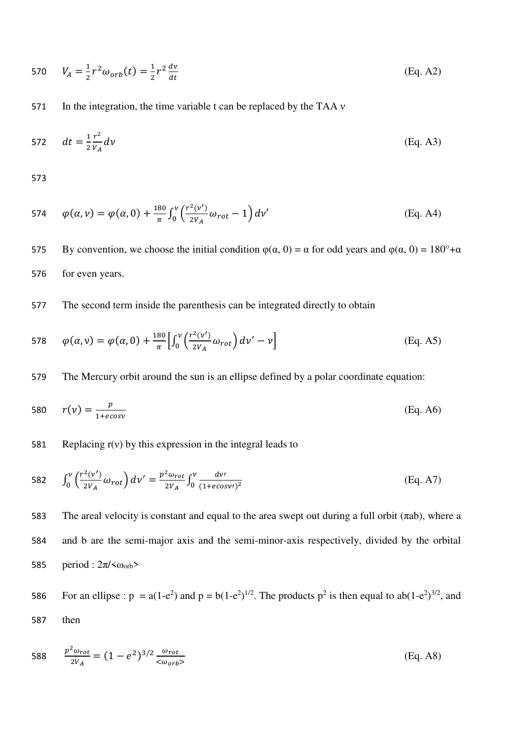$$V_A = \frac{1}{2} r^2 \omega_{orb}(t) = \frac{1}{2} r^2 \frac{d\nu}{dt} \quad \text{(Eq. A2)}$$

In the integration, the time variable t can be replaced by the TAA ν

$$dt = \frac{1}{2} \frac{r^2}{V_A} d\nu \quad \text{(Eq. A3)}$$

$$\varphi(\alpha, \nu) = \varphi(\alpha, 0) + \frac{180}{\pi} \int_0^{\nu} \left( \frac{r^2(\nu')}{2V_A} \omega_{rot} - 1 \right) d\nu' \quad \text{(Eq. A4)}$$

By convention, we choose the initial condition φ(α, 0) = α for odd years and φ(α, 0) = 180°+α for even years.

The second term inside the parenthesis can be integrated directly to obtain

$$\varphi(\alpha, \nu) = \varphi(\alpha, 0) + \frac{180}{\pi} \left[ \int_0^{\nu} \left( \frac{r^2(\nu')}{2V_A} \omega_{rot} \right) d\nu' - \nu \right] \quad \text{(Eq. A5)}$$

The Mercury orbit around the sun is an ellipse defined by a polar coordinate equation:

$$r(\nu) = \frac{p}{1 + e\cos\nu} \quad \text{(Eq. A6)}$$

Replacing r(ν) by this expression in the integral leads to

$$\int_0^{\nu} \left( \frac{r^2(\nu')}{2V_A} \omega_{rot} \right) d\nu' = \frac{p^2 \omega_{rot}}{2V_A} \int_0^{\nu} \frac{d\nu'}{(1 + e\cos\nu')^2} \quad \text{(Eq. A7)}$$

The areal velocity is constant and equal to the area swept out during a full orbit (πab), where a and b are the semi-major axis and the semi-minor-axis respectively, divided by the orbital period : $2\pi/\langle\omega_{orb}\rangle$

For an ellipse : $p = a(1-e^2)$ and $p = b(1-e^2)^{1/2}$. The products $p^2$ is then equal to $ab(1-e^2)^{3/2}$, and then

$$\frac{p^2 \omega_{rot}}{2V_A} = (1 - e^2)^{3/2} \frac{\omega_{rot}}{\langle\omega_{orb}\rangle} \quad \text{(Eq. A8)}$$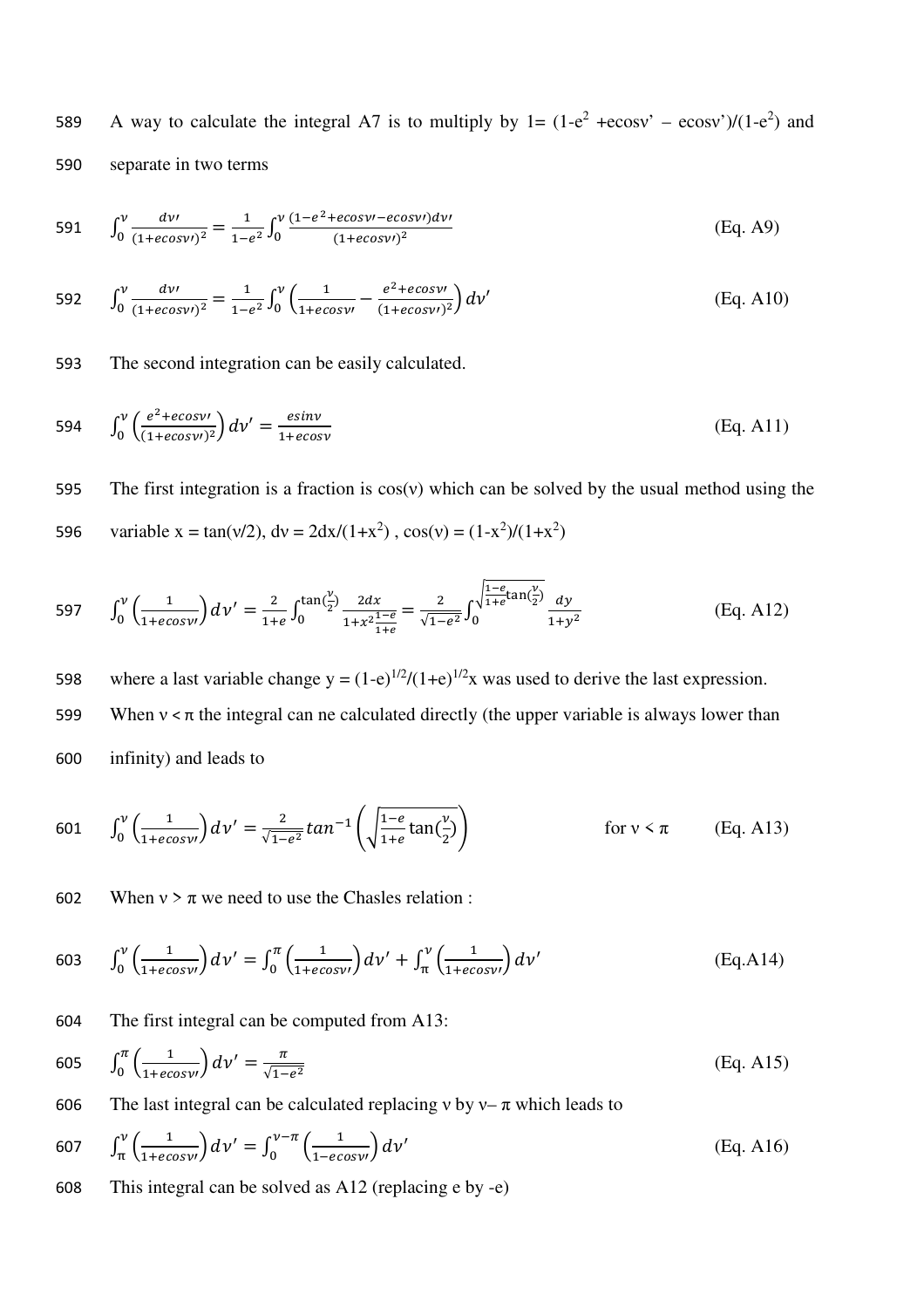A way to calculate the integral A7 is to multiply by 1= (1-$e^2$ +ecosν' – ecosν')/(1-$e^2$) and separate in two terms

$$\int_0^{\nu} \frac{d\nu\prime}{(1+ecos\nu\prime)^2} = \frac{1}{1-e^2}\int_0^{\nu} \frac{(1-e^2+ecos\nu\prime-ecos\nu\prime)d\nu\prime}{(1+ecos\nu\prime)^2} \quad \text{(Eq. A9)}$$

$$\int_0^{\nu} \frac{d\nu\prime}{(1+ecos\nu\prime)^2} = \frac{1}{1-e^2}\int_0^{\nu} \left(\frac{1}{1+ecos\nu\prime} - \frac{e^2+ecos\nu\prime}{(1+ecos\nu\prime)^2}\right) d\nu' \quad \text{(Eq. A10)}$$

The second integration can be easily calculated.

$$\int_0^{\nu} \left(\frac{e^2+ecos\nu\prime}{(1+ecos\nu\prime)^2}\right) d\nu' = \frac{esin\nu}{1+ecos\nu} \quad \text{(Eq. A11)}$$

The first integration is a fraction is cos(ν) which can be solved by the usual method using the variable x = tan(ν/2), dν = 2dx/(1+$x^2$) , cos(ν) = (1-$x^2$)/(1+$x^2$)

$$\int_0^{\nu} \left(\frac{1}{1+ecos\nu\prime}\right) d\nu' = \frac{2}{1+e}\int_0^{\tan(\frac{\nu}{2})} \frac{2dx}{1+x^2\frac{1-e}{1+e}} = \frac{2}{\sqrt{1-e^2}}\int_0^{\sqrt{\frac{1-e}{1+e}}\tan(\frac{\nu}{2})} \frac{dy}{1+y^2} \quad \text{(Eq. A12)}$$

where a last variable change y = $(1-e)^{1/2}/(1+e)^{1/2}$x was used to derive the last expression.

When ν < π the integral can ne calculated directly (the upper variable is always lower than infinity) and leads to

$$\int_0^{\nu} \left(\frac{1}{1+ecos\nu\prime}\right) d\nu' = \frac{2}{\sqrt{1-e^2}} tan^{-1}\left(\sqrt{\frac{1-e}{1+e}}\tan(\frac{\nu}{2})\right) \quad \text{for } \nu < \pi \quad \text{(Eq. A13)}$$

When ν > π we need to use the Chasles relation :

$$\int_0^{\nu} \left(\frac{1}{1+ecos\nu\prime}\right) d\nu' = \int_0^{\pi} \left(\frac{1}{1+ecos\nu\prime}\right) d\nu' + \int_{\pi}^{\nu} \left(\frac{1}{1+ecos\nu\prime}\right) d\nu' \quad \text{(Eq.A14)}$$

The first integral can be computed from A13:

$$\int_0^{\pi} \left(\frac{1}{1+ecos\nu\prime}\right) d\nu' = \frac{\pi}{\sqrt{1-e^2}} \quad \text{(Eq. A15)}$$

The last integral can be calculated replacing ν by ν– π which leads to

$$\int_{\pi}^{\nu} \left(\frac{1}{1+ecos\nu\prime}\right) d\nu' = \int_0^{\nu-\pi} \left(\frac{1}{1-ecos\nu\prime}\right) d\nu' \quad \text{(Eq. A16)}$$

This integral can be solved as A12 (replacing e by -e)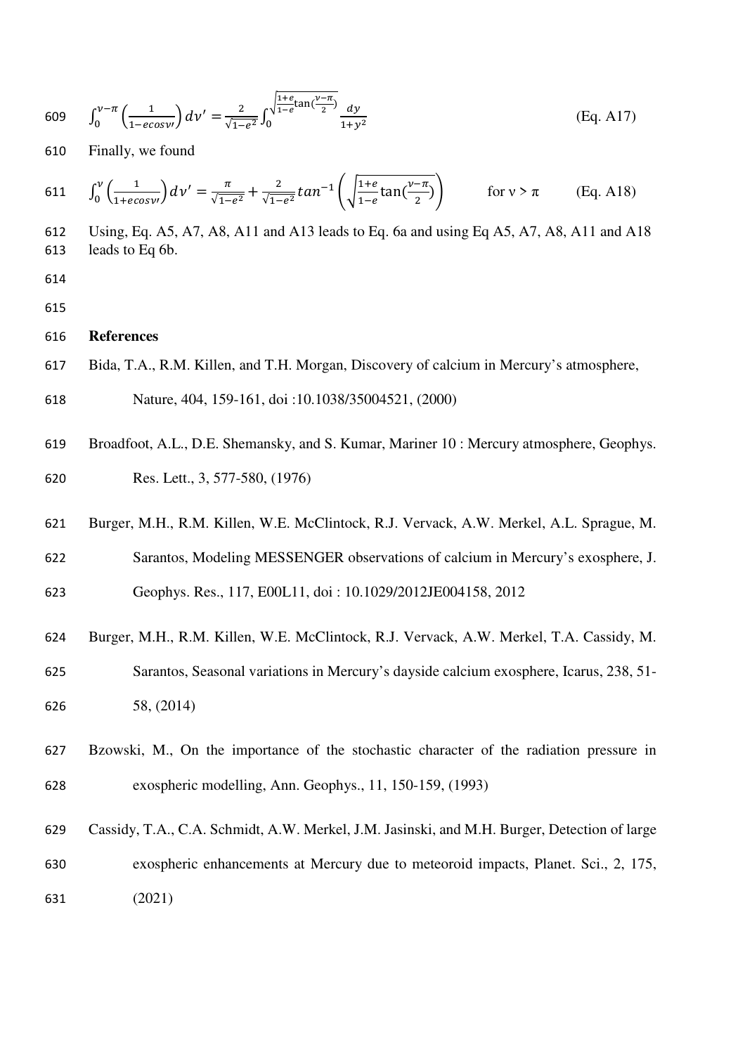$$\int_0^{\nu-\pi}\left(\frac{1}{1-e\cos\nu\prime}\right)d\nu' = \frac{2}{\sqrt{1-e^2}}\int_0^{\sqrt{\frac{1+e}{1-e}}\tan\left(\frac{\nu-\pi}{2}\right)}\frac{dy}{1+y^2} \qquad \text{(Eq. A17)}$$

Finally, we found

$$\int_0^{\nu}\left(\frac{1}{1+e\cos\nu\prime}\right)d\nu' = \frac{\pi}{\sqrt{1-e^2}} + \frac{2}{\sqrt{1-e^2}}\tan^{-1}\left(\sqrt{\frac{1+e}{1-e}}\tan\left(\frac{\nu-\pi}{2}\right)\right) \qquad \text{for } \nu > \pi \qquad \text{(Eq. A18)}$$

Using, Eq. A5, A7, A8, A11 and A13 leads to Eq. 6a and using Eq A5, A7, A8, A11 and A18 leads to Eq 6b.

**References**

Bida, T.A., R.M. Killen, and T.H. Morgan, Discovery of calcium in Mercury's atmosphere, Nature, 404, 159-161, doi :10.1038/35004521, (2000)

Broadfoot, A.L., D.E. Shemansky, and S. Kumar, Mariner 10 : Mercury atmosphere, Geophys. Res. Lett., 3, 577-580, (1976)

Burger, M.H., R.M. Killen, W.E. McClintock, R.J. Vervack, A.W. Merkel, A.L. Sprague, M. Sarantos, Modeling MESSENGER observations of calcium in Mercury's exosphere, J. Geophys. Res., 117, E00L11, doi : 10.1029/2012JE004158, 2012

Burger, M.H., R.M. Killen, W.E. McClintock, R.J. Vervack, A.W. Merkel, T.A. Cassidy, M. Sarantos, Seasonal variations in Mercury's dayside calcium exosphere, Icarus, 238, 51-58, (2014)

Bzowski, M., On the importance of the stochastic character of the radiation pressure in exospheric modelling, Ann. Geophys., 11, 150-159, (1993)

Cassidy, T.A., C.A. Schmidt, A.W. Merkel, J.M. Jasinski, and M.H. Burger, Detection of large exospheric enhancements at Mercury due to meteoroid impacts, Planet. Sci., 2, 175, (2021)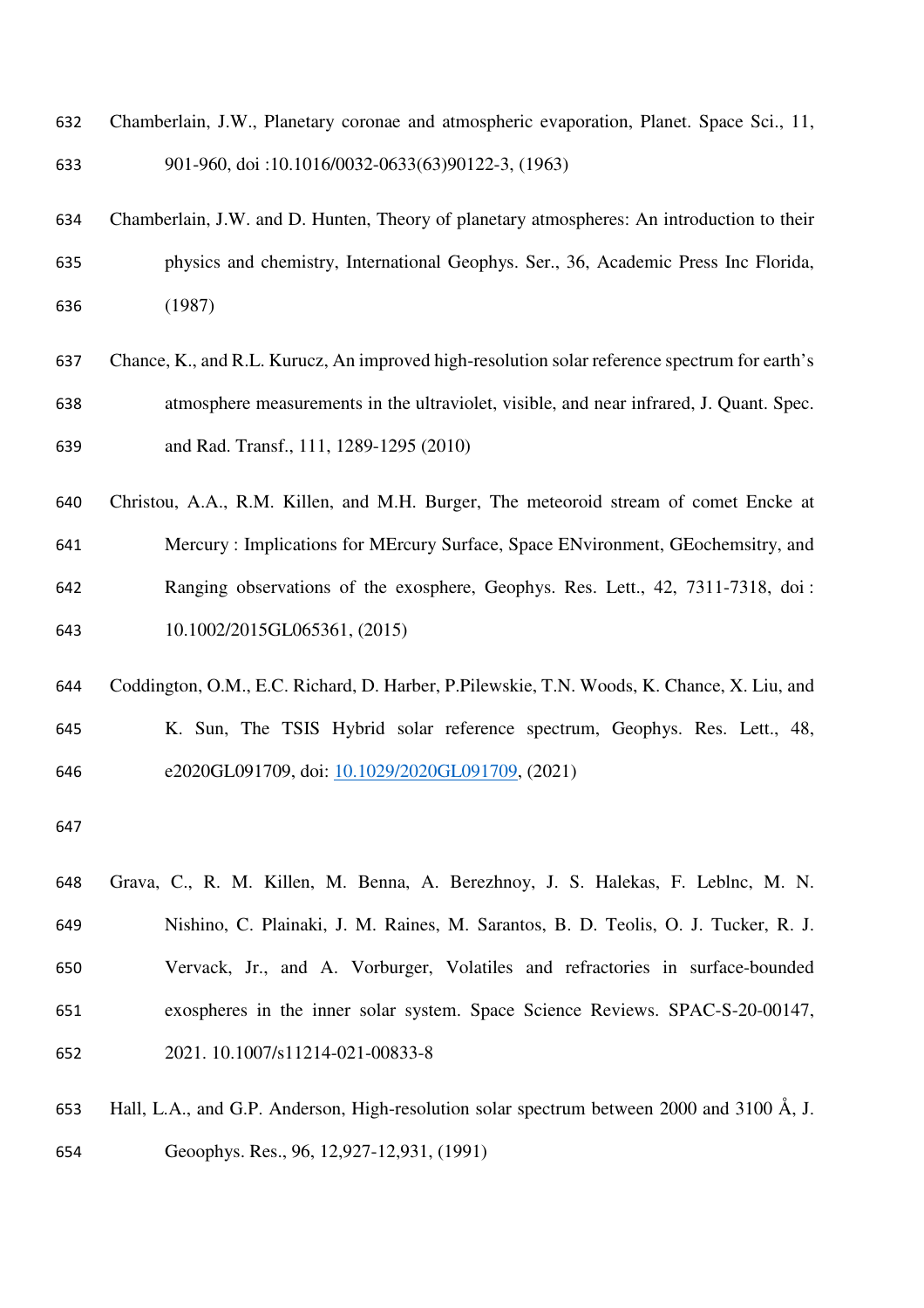Chamberlain, J.W., Planetary coronae and atmospheric evaporation, Planet. Space Sci., 11, 901-960, doi :10.1016/0032-0633(63)90122-3, (1963)

Chamberlain, J.W. and D. Hunten, Theory of planetary atmospheres: An introduction to their physics and chemistry, International Geophys. Ser., 36, Academic Press Inc Florida, (1987)

Chance, K., and R.L. Kurucz, An improved high-resolution solar reference spectrum for earth's atmosphere measurements in the ultraviolet, visible, and near infrared, J. Quant. Spec. and Rad. Transf., 111, 1289-1295 (2010)

Christou, A.A., R.M. Killen, and M.H. Burger, The meteoroid stream of comet Encke at Mercury : Implications for MErcury Surface, Space ENvironment, GEochemsitry, and Ranging observations of the exosphere, Geophys. Res. Lett., 42, 7311-7318, doi : 10.1002/2015GL065361, (2015)

Coddington, O.M., E.C. Richard, D. Harber, P.Pilewskie, T.N. Woods, K. Chance, X. Liu, and K. Sun, The TSIS Hybrid solar reference spectrum, Geophys. Res. Lett., 48, e2020GL091709, doi: 10.1029/2020GL091709, (2021)

Grava, C., R. M. Killen, M. Benna, A. Berezhnoy, J. S. Halekas, F. Leblnc, M. N. Nishino, C. Plainaki, J. M. Raines, M. Sarantos, B. D. Teolis, O. J. Tucker, R. J. Vervack, Jr., and A. Vorburger, Volatiles and refractories in surface-bounded exospheres in the inner solar system. Space Science Reviews. SPAC-S-20-00147, 2021. 10.1007/s11214-021-00833-8

Hall, L.A., and G.P. Anderson, High-resolution solar spectrum between 2000 and 3100 Å, J. Geoophys. Res., 96, 12,927-12,931, (1991)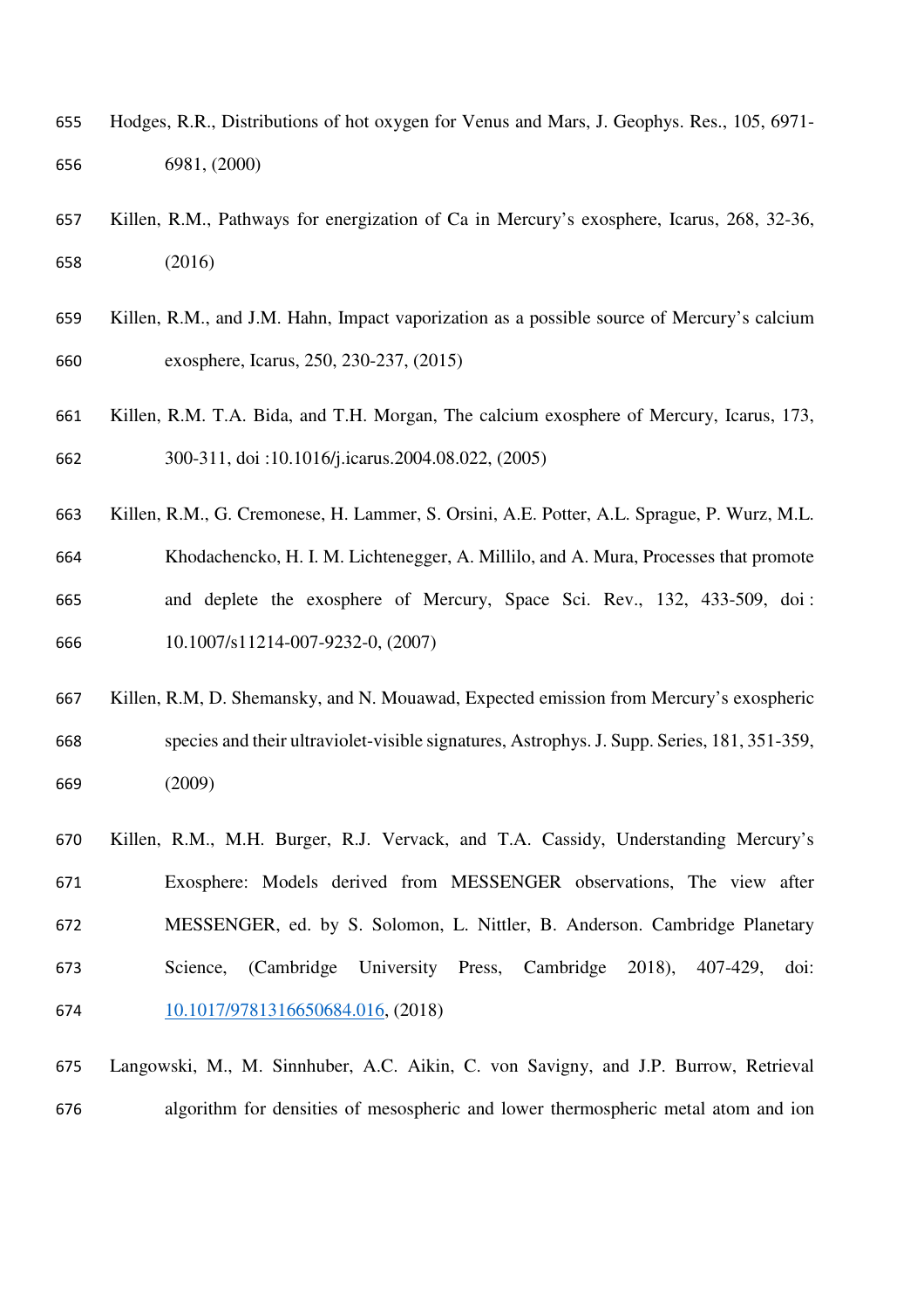Hodges, R.R., Distributions of hot oxygen for Venus and Mars, J. Geophys. Res., 105, 6971-6981, (2000)

Killen, R.M., Pathways for energization of Ca in Mercury's exosphere, Icarus, 268, 32-36, (2016)

Killen, R.M., and J.M. Hahn, Impact vaporization as a possible source of Mercury's calcium exosphere, Icarus, 250, 230-237, (2015)

Killen, R.M. T.A. Bida, and T.H. Morgan, The calcium exosphere of Mercury, Icarus, 173, 300-311, doi :10.1016/j.icarus.2004.08.022, (2005)

Killen, R.M., G. Cremonese, H. Lammer, S. Orsini, A.E. Potter, A.L. Sprague, P. Wurz, M.L. Khodachencko, H. I. M. Lichtenegger, A. Millilo, and A. Mura, Processes that promote and deplete the exosphere of Mercury, Space Sci. Rev., 132, 433-509, doi : 10.1007/s11214-007-9232-0, (2007)

Killen, R.M, D. Shemansky, and N. Mouawad, Expected emission from Mercury's exospheric species and their ultraviolet-visible signatures, Astrophys. J. Supp. Series, 181, 351-359, (2009)

Killen, R.M., M.H. Burger, R.J. Vervack, and T.A. Cassidy, Understanding Mercury's Exosphere: Models derived from MESSENGER observations, The view after MESSENGER, ed. by S. Solomon, L. Nittler, B. Anderson. Cambridge Planetary Science, (Cambridge University Press, Cambridge 2018), 407-429, doi: 10.1017/9781316650684.016, (2018)

Langowski, M., M. Sinnhuber, A.C. Aikin, C. von Savigny, and J.P. Burrow, Retrieval algorithm for densities of mesospheric and lower thermospheric metal atom and ion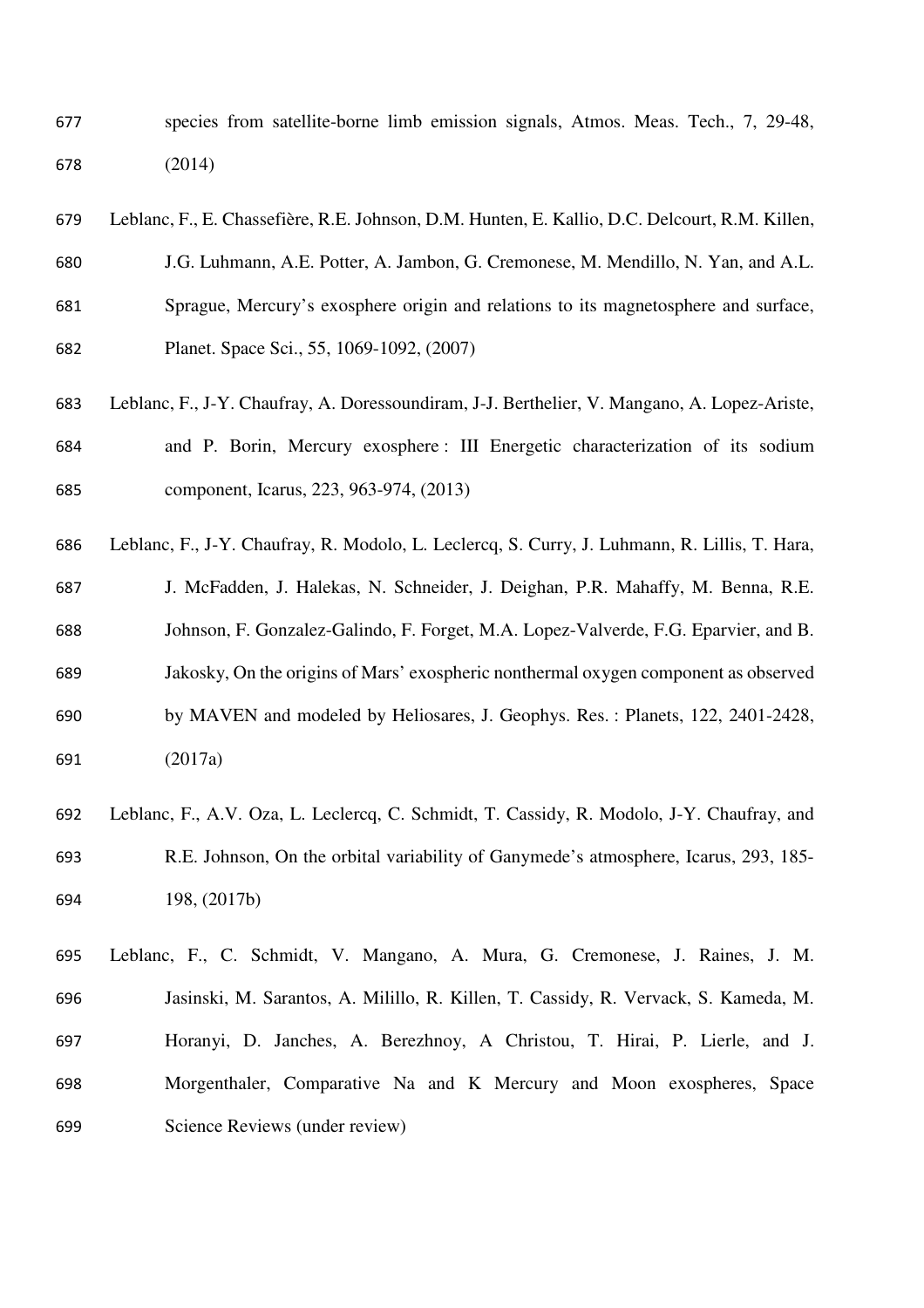species from satellite-borne limb emission signals, Atmos. Meas. Tech., 7, 29-48, (2014)

Leblanc, F., E. Chassefière, R.E. Johnson, D.M. Hunten, E. Kallio, D.C. Delcourt, R.M. Killen, J.G. Luhmann, A.E. Potter, A. Jambon, G. Cremonese, M. Mendillo, N. Yan, and A.L. Sprague, Mercury's exosphere origin and relations to its magnetosphere and surface, Planet. Space Sci., 55, 1069-1092, (2007)

Leblanc, F., J-Y. Chaufray, A. Doressoundiram, J-J. Berthelier, V. Mangano, A. Lopez-Ariste, and P. Borin, Mercury exosphere : III Energetic characterization of its sodium component, Icarus, 223, 963-974, (2013)

Leblanc, F., J-Y. Chaufray, R. Modolo, L. Leclercq, S. Curry, J. Luhmann, R. Lillis, T. Hara, J. McFadden, J. Halekas, N. Schneider, J. Deighan, P.R. Mahaffy, M. Benna, R.E. Johnson, F. Gonzalez-Galindo, F. Forget, M.A. Lopez-Valverde, F.G. Eparvier, and B. Jakosky, On the origins of Mars' exospheric nonthermal oxygen component as observed by MAVEN and modeled by Heliosares, J. Geophys. Res. : Planets, 122, 2401-2428, (2017a)

Leblanc, F., A.V. Oza, L. Leclercq, C. Schmidt, T. Cassidy, R. Modolo, J-Y. Chaufray, and R.E. Johnson, On the orbital variability of Ganymede's atmosphere, Icarus, 293, 185-198, (2017b)

Leblanc, F., C. Schmidt, V. Mangano, A. Mura, G. Cremonese, J. Raines, J. M. Jasinski, M. Sarantos, A. Milillo, R. Killen, T. Cassidy, R. Vervack, S. Kameda, M. Horanyi, D. Janches, A. Berezhnoy, A Christou, T. Hirai, P. Lierle, and J. Morgenthaler, Comparative Na and K Mercury and Moon exospheres, Space Science Reviews (under review)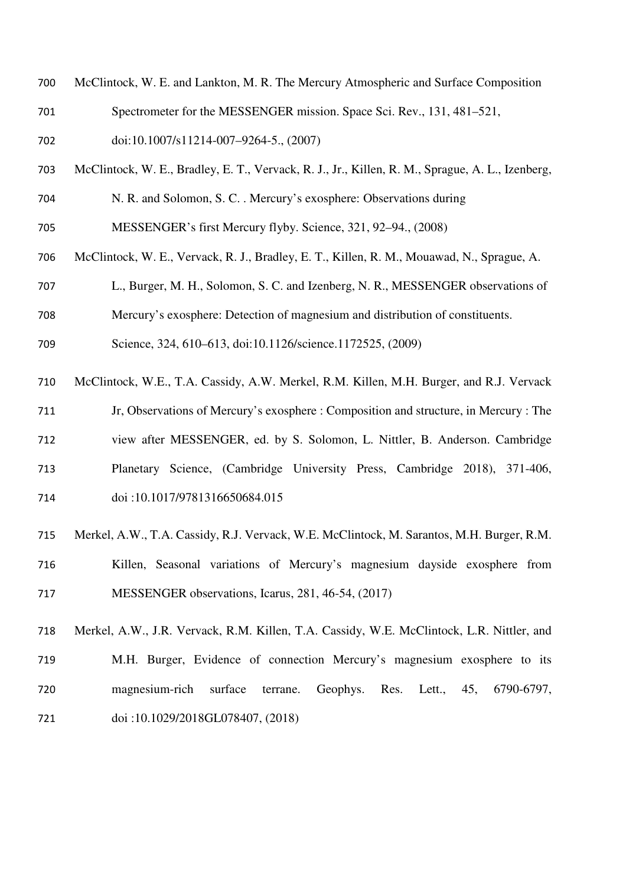McClintock, W. E. and Lankton, M. R. The Mercury Atmospheric and Surface Composition Spectrometer for the MESSENGER mission. Space Sci. Rev., 131, 481–521, doi:10.1007/s11214-007–9264-5., (2007)

McClintock, W. E., Bradley, E. T., Vervack, R. J., Jr., Killen, R. M., Sprague, A. L., Izenberg, N. R. and Solomon, S. C. . Mercury's exosphere: Observations during MESSENGER's first Mercury flyby. Science, 321, 92–94., (2008)

McClintock, W. E., Vervack, R. J., Bradley, E. T., Killen, R. M., Mouawad, N., Sprague, A. L., Burger, M. H., Solomon, S. C. and Izenberg, N. R., MESSENGER observations of Mercury's exosphere: Detection of magnesium and distribution of constituents. Science, 324, 610–613, doi:10.1126/science.1172525, (2009)

McClintock, W.E., T.A. Cassidy, A.W. Merkel, R.M. Killen, M.H. Burger, and R.J. Vervack Jr, Observations of Mercury's exosphere : Composition and structure, in Mercury : The view after MESSENGER, ed. by S. Solomon, L. Nittler, B. Anderson. Cambridge Planetary Science, (Cambridge University Press, Cambridge 2018), 371-406, doi :10.1017/9781316650684.015

Merkel, A.W., T.A. Cassidy, R.J. Vervack, W.E. McClintock, M. Sarantos, M.H. Burger, R.M. Killen, Seasonal variations of Mercury's magnesium dayside exosphere from MESSENGER observations, Icarus, 281, 46-54, (2017)

Merkel, A.W., J.R. Vervack, R.M. Killen, T.A. Cassidy, W.E. McClintock, L.R. Nittler, and M.H. Burger, Evidence of connection Mercury's magnesium exosphere to its magnesium-rich surface terrane. Geophys. Res. Lett., 45, 6790-6797, doi :10.1029/2018GL078407, (2018)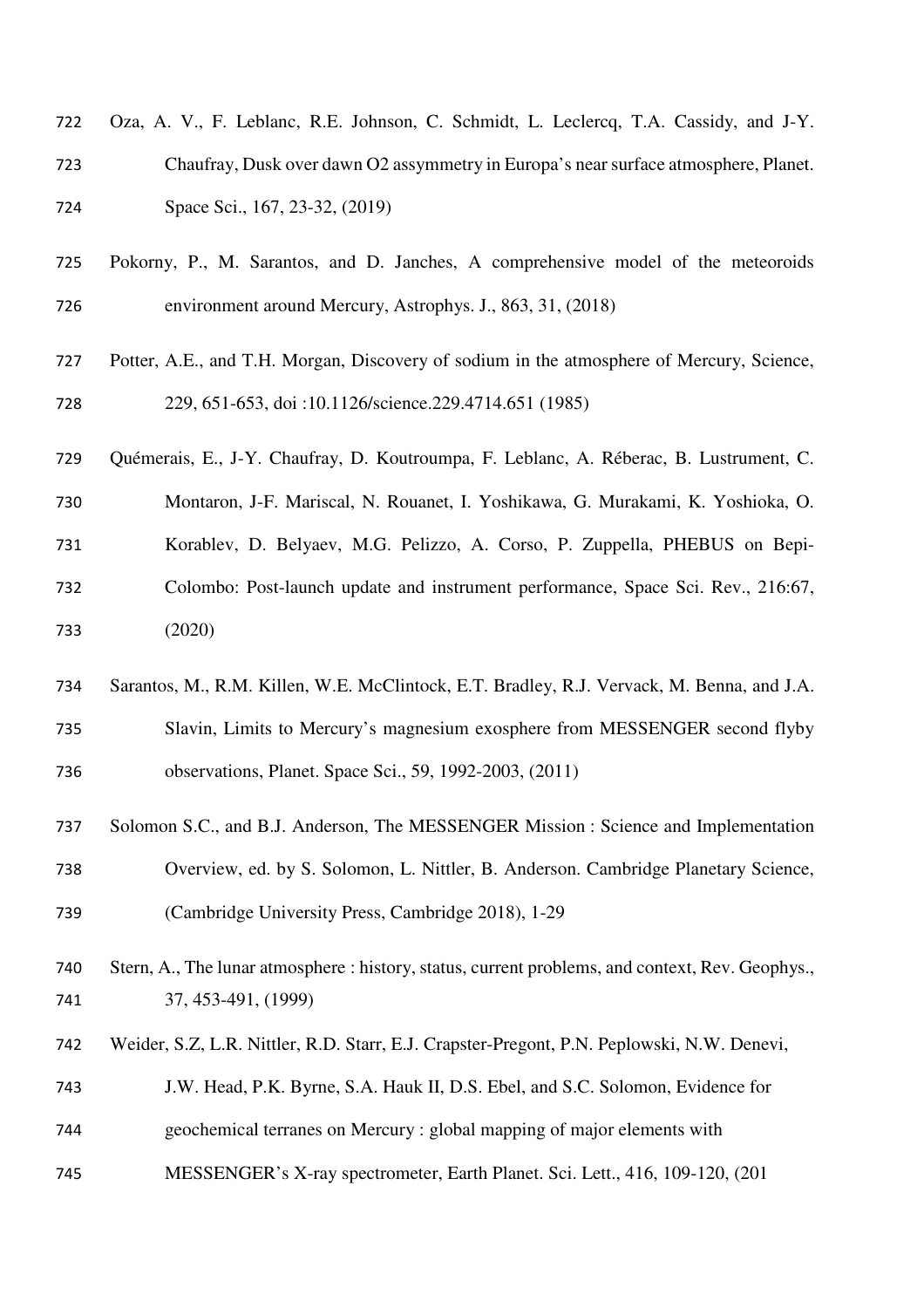Oza, A. V., F. Leblanc, R.E. Johnson, C. Schmidt, L. Leclercq, T.A. Cassidy, and J-Y. Chaufray, Dusk over dawn O2 assymmetry in Europa's near surface atmosphere, Planet. Space Sci., 167, 23-32, (2019)

Pokorny, P., M. Sarantos, and D. Janches, A comprehensive model of the meteoroids environment around Mercury, Astrophys. J., 863, 31, (2018)

Potter, A.E., and T.H. Morgan, Discovery of sodium in the atmosphere of Mercury, Science, 229, 651-653, doi :10.1126/science.229.4714.651 (1985)

Quémerais, E., J-Y. Chaufray, D. Koutroumpa, F. Leblanc, A. Réberac, B. Lustrument, C. Montaron, J-F. Mariscal, N. Rouanet, I. Yoshikawa, G. Murakami, K. Yoshioka, O. Korablev, D. Belyaev, M.G. Pelizzo, A. Corso, P. Zuppella, PHEBUS on Bepi-Colombo: Post-launch update and instrument performance, Space Sci. Rev., 216:67, (2020)

Sarantos, M., R.M. Killen, W.E. McClintock, E.T. Bradley, R.J. Vervack, M. Benna, and J.A. Slavin, Limits to Mercury's magnesium exosphere from MESSENGER second flyby observations, Planet. Space Sci., 59, 1992-2003, (2011)

Solomon S.C., and B.J. Anderson, The MESSENGER Mission : Science and Implementation Overview, ed. by S. Solomon, L. Nittler, B. Anderson. Cambridge Planetary Science, (Cambridge University Press, Cambridge 2018), 1-29

Stern, A., The lunar atmosphere : history, status, current problems, and context, Rev. Geophys., 37, 453-491, (1999)

Weider, S.Z, L.R. Nittler, R.D. Starr, E.J. Crapster-Pregont, P.N. Peplowski, N.W. Denevi, J.W. Head, P.K. Byrne, S.A. Hauk II, D.S. Ebel, and S.C. Solomon, Evidence for geochemical terranes on Mercury : global mapping of major elements with MESSENGER's X-ray spectrometer, Earth Planet. Sci. Lett., 416, 109-120, (201